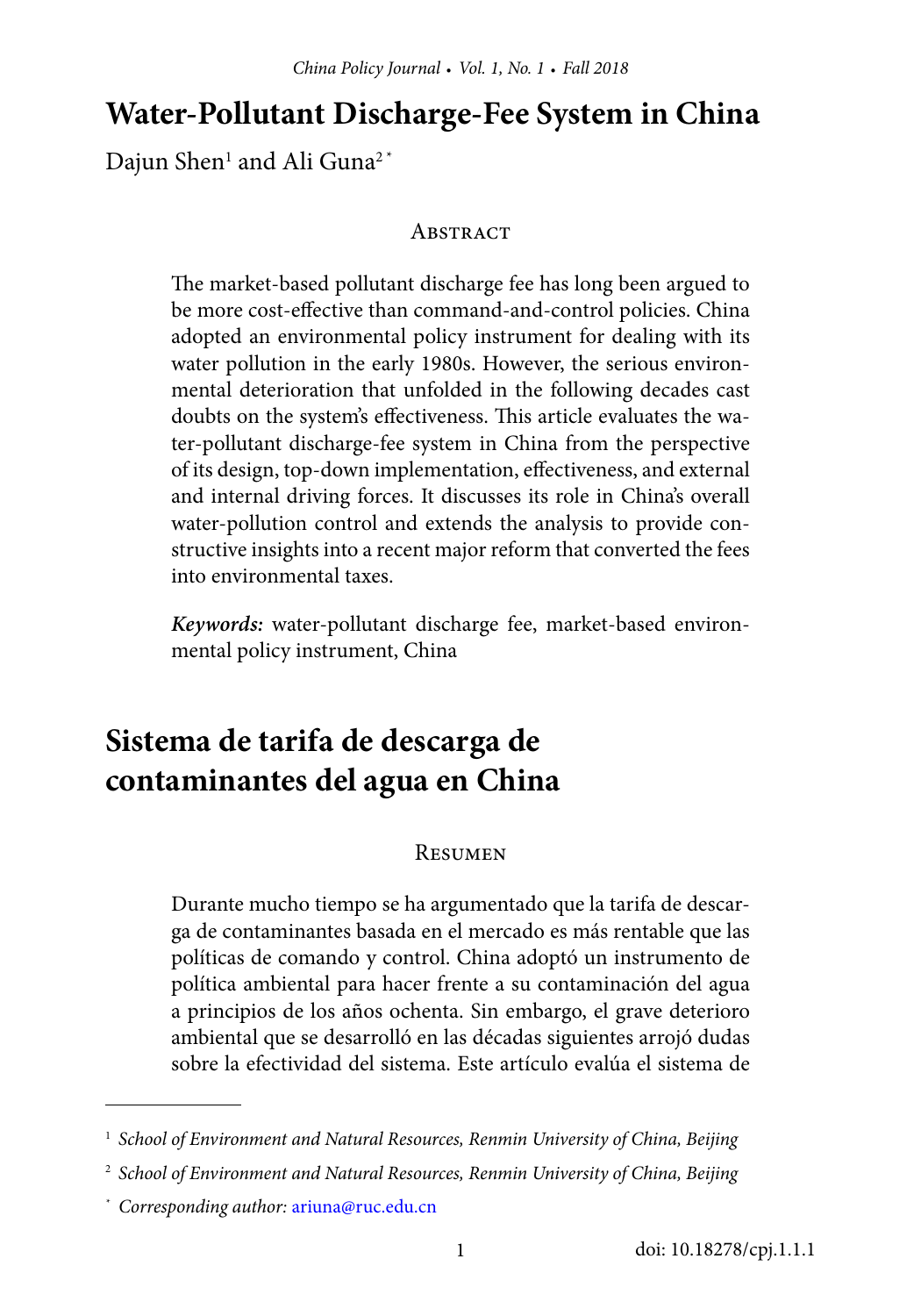# Water-Pollutant Discharge-Fee System in China

Dajun Shen[1] and Ali Guna[2 *]

## Abstract

The market-based pollutant discharge fee has long been argued to be more cost-effective than command-and-control policies. China adopted an environmental policy instrument for dealing with its water pollution in the early 1980s. However, the serious environmental deterioration that unfolded in the following decades cast doubts on the system's effectiveness. This article evaluates the water-pollutant discharge-fee system in China from the perspective of its design, top-down implementation, effectiveness, and external and internal driving forces. It discusses its role in China's overall water-pollution control and extends the analysis to provide constructive insights into a recent major reform that converted the fees into environmental taxes.

***Keywords:*** water-pollutant discharge fee, market-based environmental policy instrument, China

# Sistema de tarifa de descarga de contaminantes del agua en China

## Resumen

Durante mucho tiempo se ha argumentado que la tarifa de descarga de contaminantes basada en el mercado es más rentable que las políticas de comando y control. China adoptó un instrumento de política ambiental para hacer frente a su contaminación del agua a principios de los años ochenta. Sin embargo, el grave deterioro ambiental que se desarrolló en las décadas siguientes arrojó dudas sobre la efectividad del sistema. Este artículo evalúa el sistema de

---

[1] *School of Environment and Natural Resources, Renmin University of China, Beijing*

[2] *School of Environment and Natural Resources, Renmin University of China, Beijing*

[*] *Corresponding author:* ariuna@ruc.edu.cn

doi: 10.18278/cpj.1.1.1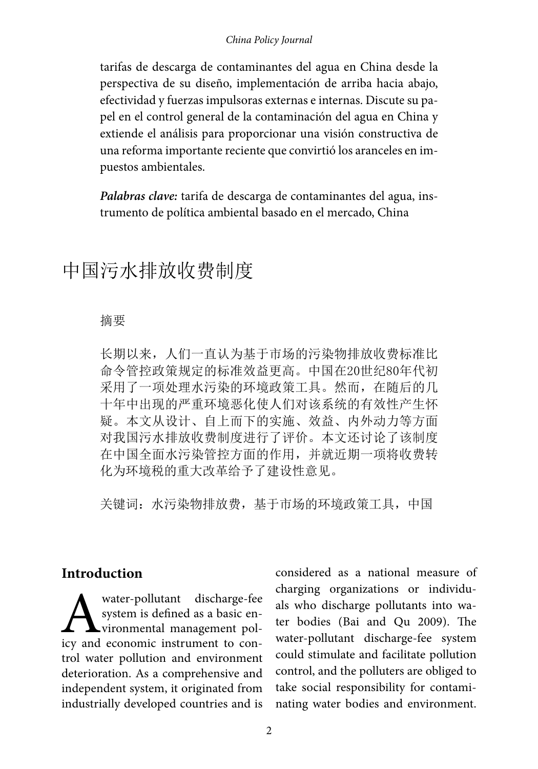tarifas de descarga de contaminantes del agua en China desde la perspectiva de su diseño, implementación de arriba hacia abajo, efectividad y fuerzas impulsoras externas e internas. Discute su papel en el control general de la contaminación del agua en China y extiende el análisis para proporcionar una visión constructiva de una reforma importante reciente que convirtió los aranceles en impuestos ambientales.

***Palabras clave:*** tarifa de descarga de contaminantes del agua, instrumento de política ambiental basado en el mercado, China

# 中国污水排放收费制度

摘要

长期以来，人们一直认为基于市场的污染物排放收费标准比命令管控政策规定的标准效益更高。中国在20世纪80年代初采用了一项处理水污染的环境政策工具。然而，在随后的几十年中出现的严重环境恶化使人们对该系统的有效性产生怀疑。本文从设计、自上而下的实施、效益、内外动力等方面对我国污水排放收费制度进行了评价。本文还讨论了该制度在中国全面水污染管控方面的作用，并就近期一项将收费转化为环境税的重大改革给予了建设性意见。

关键词：水污染物排放费，基于市场的环境政策工具，中国

## Introduction

A water-pollutant discharge-fee system is defined as a basic environmental management policy and economic instrument to control water pollution and environment deterioration. As a comprehensive and independent system, it originated from industrially developed countries and is considered as a national measure of charging organizations or individuals who discharge pollutants into water bodies (Bai and Qu 2009). The water-pollutant discharge-fee system could stimulate and facilitate pollution control, and the polluters are obliged to take social responsibility for contaminating water bodies and environment.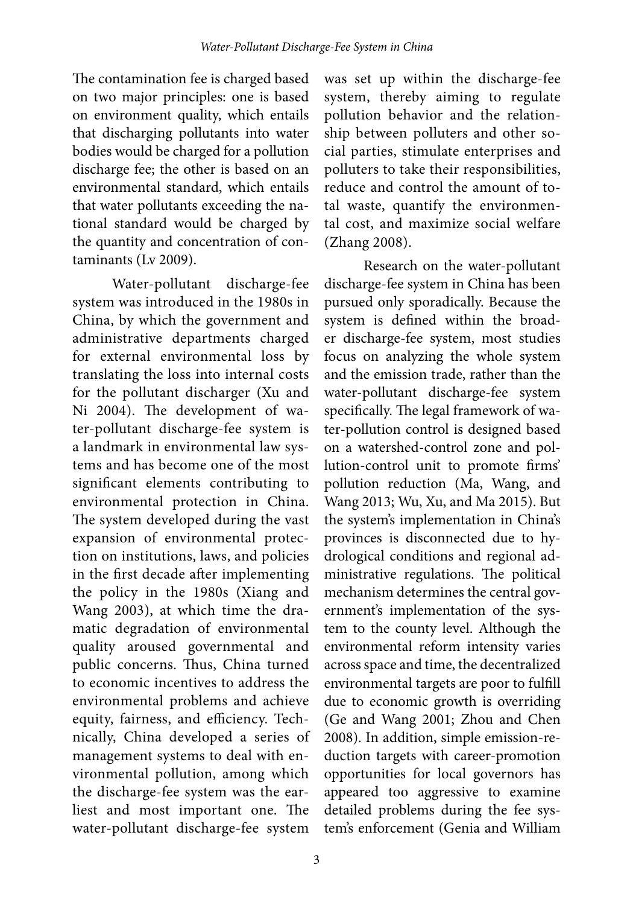The contamination fee is charged based on two major principles: one is based on environment quality, which entails that discharging pollutants into water bodies would be charged for a pollution discharge fee; the other is based on an environmental standard, which entails that water pollutants exceeding the national standard would be charged by the quantity and concentration of contaminants (Lv 2009).

Water-pollutant discharge-fee system was introduced in the 1980s in China, by which the government and administrative departments charged for external environmental loss by translating the loss into internal costs for the pollutant discharger (Xu and Ni 2004). The development of water-pollutant discharge-fee system is a landmark in environmental law systems and has become one of the most significant elements contributing to environmental protection in China. The system developed during the vast expansion of environmental protection on institutions, laws, and policies in the first decade after implementing the policy in the 1980s (Xiang and Wang 2003), at which time the dramatic degradation of environmental quality aroused governmental and public concerns. Thus, China turned to economic incentives to address the environmental problems and achieve equity, fairness, and efficiency. Technically, China developed a series of management systems to deal with environmental pollution, among which the discharge-fee system was the earliest and most important one. The water-pollutant discharge-fee system was set up within the discharge-fee system, thereby aiming to regulate pollution behavior and the relationship between polluters and other social parties, stimulate enterprises and polluters to take their responsibilities, reduce and control the amount of total waste, quantify the environmental cost, and maximize social welfare (Zhang 2008).

Research on the water-pollutant discharge-fee system in China has been pursued only sporadically. Because the system is defined within the broader discharge-fee system, most studies focus on analyzing the whole system and the emission trade, rather than the water-pollutant discharge-fee system specifically. The legal framework of water-pollution control is designed based on a watershed-control zone and pollution-control unit to promote firms' pollution reduction (Ma, Wang, and Wang 2013; Wu, Xu, and Ma 2015). But the system's implementation in China's provinces is disconnected due to hydrological conditions and regional administrative regulations. The political mechanism determines the central government's implementation of the system to the county level. Although the environmental reform intensity varies across space and time, the decentralized environmental targets are poor to fulfill due to economic growth is overriding (Ge and Wang 2001; Zhou and Chen 2008). In addition, simple emission-reduction targets with career-promotion opportunities for local governors has appeared too aggressive to examine detailed problems during the fee system's enforcement (Genia and William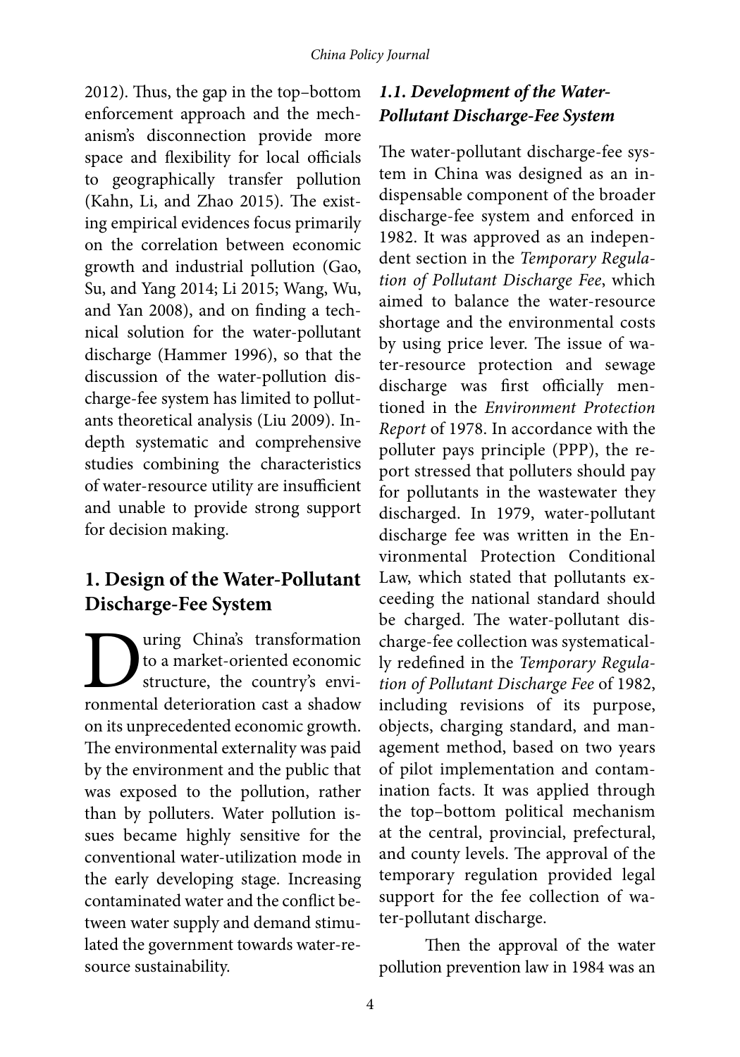2012). Thus, the gap in the top–bottom enforcement approach and the mechanism's disconnection provide more space and flexibility for local officials to geographically transfer pollution (Kahn, Li, and Zhao 2015). The existing empirical evidences focus primarily on the correlation between economic growth and industrial pollution (Gao, Su, and Yang 2014; Li 2015; Wang, Wu, and Yan 2008), and on finding a technical solution for the water-pollutant discharge (Hammer 1996), so that the discussion of the water-pollution discharge-fee system has limited to pollutants theoretical analysis (Liu 2009). Indepth systematic and comprehensive studies combining the characteristics of water-resource utility are insufficient and unable to provide strong support for decision making.

## 1. Design of the Water-Pollutant Discharge-Fee System

During China's transformation to a market-oriented economic structure, the country's environmental deterioration cast a shadow on its unprecedented economic growth. The environmental externality was paid by the environment and the public that was exposed to the pollution, rather than by polluters. Water pollution issues became highly sensitive for the conventional water-utilization mode in the early developing stage. Increasing contaminated water and the conflict between water supply and demand stimulated the government towards water-resource sustainability.

### *1.1. Development of the Water-Pollutant Discharge-Fee System*

The water-pollutant discharge-fee system in China was designed as an indispensable component of the broader discharge-fee system and enforced in 1982. It was approved as an independent section in the *Temporary Regulation of Pollutant Discharge Fee*, which aimed to balance the water-resource shortage and the environmental costs by using price lever. The issue of water-resource protection and sewage discharge was first officially mentioned in the *Environment Protection Report* of 1978. In accordance with the polluter pays principle (PPP), the report stressed that polluters should pay for pollutants in the wastewater they discharged. In 1979, water-pollutant discharge fee was written in the Environmental Protection Conditional Law, which stated that pollutants exceeding the national standard should be charged. The water-pollutant discharge-fee collection was systematically redefined in the *Temporary Regulation of Pollutant Discharge Fee* of 1982, including revisions of its purpose, objects, charging standard, and management method, based on two years of pilot implementation and contamination facts. It was applied through the top–bottom political mechanism at the central, provincial, prefectural, and county levels. The approval of the temporary regulation provided legal support for the fee collection of water-pollutant discharge.

Then the approval of the water pollution prevention law in 1984 was an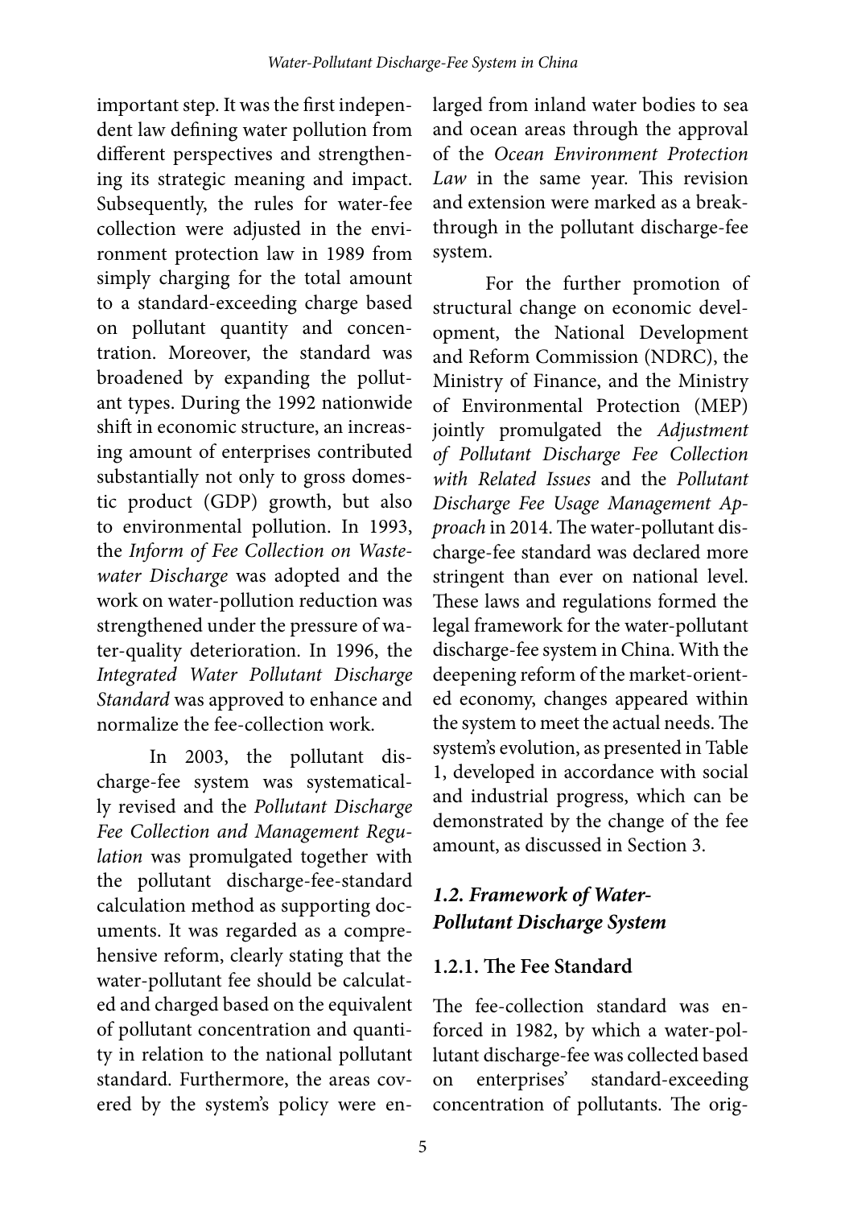important step. It was the first independent law defining water pollution from different perspectives and strengthening its strategic meaning and impact. Subsequently, the rules for water-fee collection were adjusted in the environment protection law in 1989 from simply charging for the total amount to a standard-exceeding charge based on pollutant quantity and concentration. Moreover, the standard was broadened by expanding the pollutant types. During the 1992 nationwide shift in economic structure, an increasing amount of enterprises contributed substantially not only to gross domestic product (GDP) growth, but also to environmental pollution. In 1993, the *Inform of Fee Collection on Wastewater Discharge* was adopted and the work on water-pollution reduction was strengthened under the pressure of water-quality deterioration. In 1996, the *Integrated Water Pollutant Discharge Standard* was approved to enhance and normalize the fee-collection work.

In 2003, the pollutant discharge-fee system was systematically revised and the *Pollutant Discharge Fee Collection and Management Regulation* was promulgated together with the pollutant discharge-fee-standard calculation method as supporting documents. It was regarded as a comprehensive reform, clearly stating that the water-pollutant fee should be calculated and charged based on the equivalent of pollutant concentration and quantity in relation to the national pollutant standard. Furthermore, the areas covered by the system's policy were enlarged from inland water bodies to sea and ocean areas through the approval of the *Ocean Environment Protection Law* in the same year. This revision and extension were marked as a breakthrough in the pollutant discharge-fee system.

For the further promotion of structural change on economic development, the National Development and Reform Commission (NDRC), the Ministry of Finance, and the Ministry of Environmental Protection (MEP) jointly promulgated the *Adjustment of Pollutant Discharge Fee Collection with Related Issues* and the *Pollutant Discharge Fee Usage Management Approach* in 2014. The water-pollutant discharge-fee standard was declared more stringent than ever on national level. These laws and regulations formed the legal framework for the water-pollutant discharge-fee system in China. With the deepening reform of the market-oriented economy, changes appeared within the system to meet the actual needs. The system's evolution, as presented in Table 1, developed in accordance with social and industrial progress, which can be demonstrated by the change of the fee amount, as discussed in Section 3.

## *1.2. Framework of Water-Pollutant Discharge System*

### 1.2.1. The Fee Standard

The fee-collection standard was enforced in 1982, by which a water-pollutant discharge-fee was collected based on enterprises' standard-exceeding concentration of pollutants. The orig-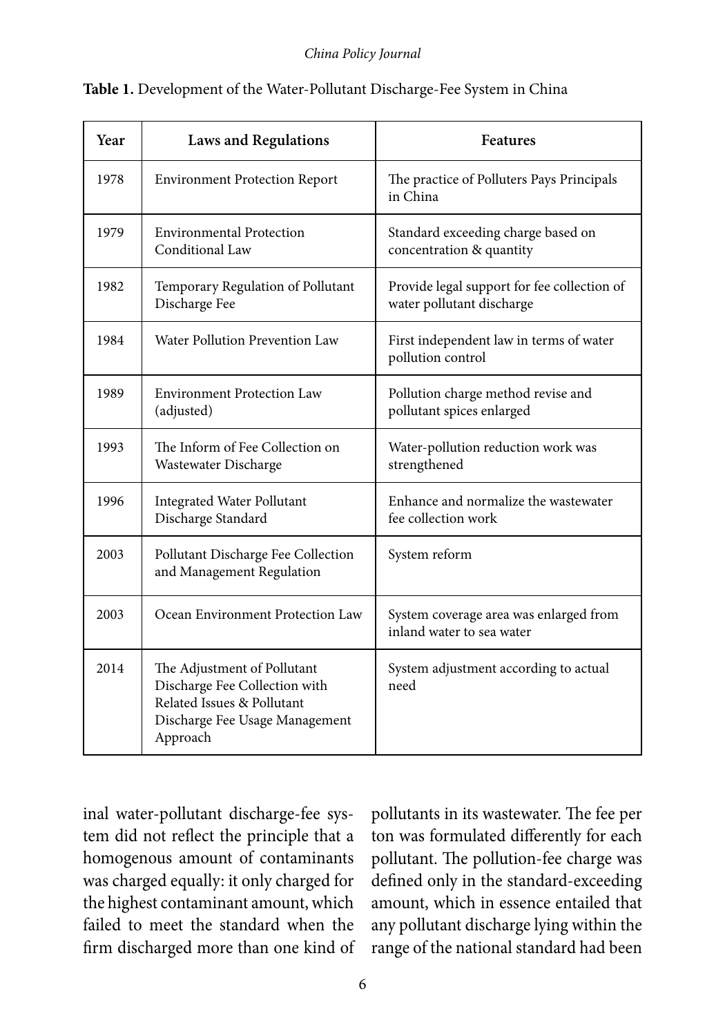**Table 1.** Development of the Water-Pollutant Discharge-Fee System in China

| Year | Laws and Regulations | Features |
|---|---|---|
| 1978 | Environment Protection Report | The practice of Polluters Pays Principals in China |
| 1979 | Environmental Protection Conditional Law | Standard exceeding charge based on concentration & quantity |
| 1982 | Temporary Regulation of Pollutant Discharge Fee | Provide legal support for fee collection of water pollutant discharge |
| 1984 | Water Pollution Prevention Law | First independent law in terms of water pollution control |
| 1989 | Environment Protection Law (adjusted) | Pollution charge method revise and pollutant spices enlarged |
| 1993 | The Inform of Fee Collection on Wastewater Discharge | Water-pollution reduction work was strengthened |
| 1996 | Integrated Water Pollutant Discharge Standard | Enhance and normalize the wastewater fee collection work |
| 2003 | Pollutant Discharge Fee Collection and Management Regulation | System reform |
| 2003 | Ocean Environment Protection Law | System coverage area was enlarged from inland water to sea water |
| 2014 | The Adjustment of Pollutant Discharge Fee Collection with Related Issues & Pollutant Discharge Fee Usage Management Approach | System adjustment according to actual need |

inal water-pollutant discharge-fee system did not reflect the principle that a homogenous amount of contaminants was charged equally: it only charged for the highest contaminant amount, which failed to meet the standard when the firm discharged more than one kind of pollutants in its wastewater. The fee per ton was formulated differently for each pollutant. The pollution-fee charge was defined only in the standard-exceeding amount, which in essence entailed that any pollutant discharge lying within the range of the national standard had been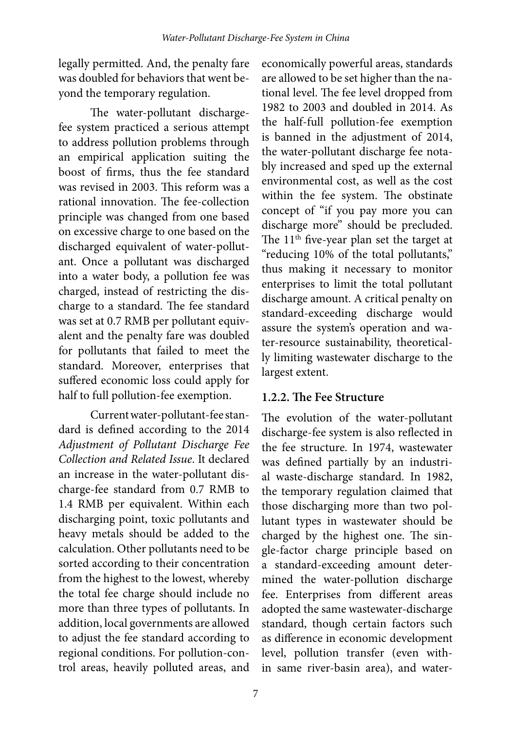legally permitted. And, the penalty fare was doubled for behaviors that went beyond the temporary regulation.

The water-pollutant discharge-fee system practiced a serious attempt to address pollution problems through an empirical application suiting the boost of firms, thus the fee standard was revised in 2003. This reform was a rational innovation. The fee-collection principle was changed from one based on excessive charge to one based on the discharged equivalent of water-pollutant. Once a pollutant was discharged into a water body, a pollution fee was charged, instead of restricting the discharge to a standard. The fee standard was set at 0.7 RMB per pollutant equivalent and the penalty fare was doubled for pollutants that failed to meet the standard. Moreover, enterprises that suffered economic loss could apply for half to full pollution-fee exemption.

Current water-pollutant-fee standard is defined according to the 2014 *Adjustment of Pollutant Discharge Fee Collection and Related Issue*. It declared an increase in the water-pollutant discharge-fee standard from 0.7 RMB to 1.4 RMB per equivalent. Within each discharging point, toxic pollutants and heavy metals should be added to the calculation. Other pollutants need to be sorted according to their concentration from the highest to the lowest, whereby the total fee charge should include no more than three types of pollutants. In addition, local governments are allowed to adjust the fee standard according to regional conditions. For pollution-control areas, heavily polluted areas, and economically powerful areas, standards are allowed to be set higher than the national level. The fee level dropped from 1982 to 2003 and doubled in 2014. As the half-full pollution-fee exemption is banned in the adjustment of 2014, the water-pollutant discharge fee notably increased and sped up the external environmental cost, as well as the cost within the fee system. The obstinate concept of "if you pay more you can discharge more" should be precluded. The 11th five-year plan set the target at "reducing 10% of the total pollutants," thus making it necessary to monitor enterprises to limit the total pollutant discharge amount. A critical penalty on standard-exceeding discharge would assure the system's operation and water-resource sustainability, theoretically limiting wastewater discharge to the largest extent.

### 1.2.2. The Fee Structure

The evolution of the water-pollutant discharge-fee system is also reflected in the fee structure. In 1974, wastewater was defined partially by an industrial waste-discharge standard. In 1982, the temporary regulation claimed that those discharging more than two pollutant types in wastewater should be charged by the highest one. The single-factor charge principle based on a standard-exceeding amount determined the water-pollution discharge fee. Enterprises from different areas adopted the same wastewater-discharge standard, though certain factors such as difference in economic development level, pollution transfer (even within same river-basin area), and water-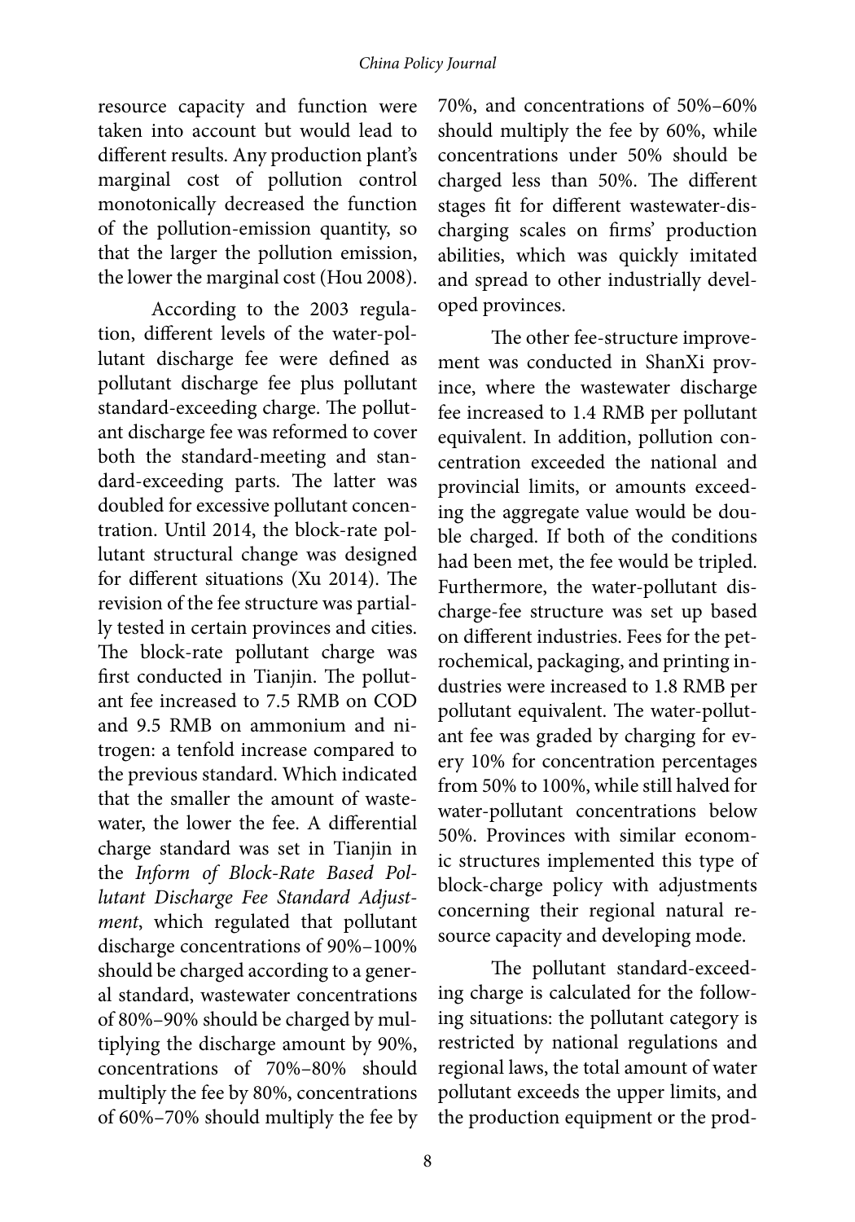resource capacity and function were taken into account but would lead to different results. Any production plant's marginal cost of pollution control monotonically decreased the function of the pollution-emission quantity, so that the larger the pollution emission, the lower the marginal cost (Hou 2008).

According to the 2003 regulation, different levels of the water-pollutant discharge fee were defined as pollutant discharge fee plus pollutant standard-exceeding charge. The pollutant discharge fee was reformed to cover both the standard-meeting and standard-exceeding parts. The latter was doubled for excessive pollutant concentration. Until 2014, the block-rate pollutant structural change was designed for different situations (Xu 2014). The revision of the fee structure was partially tested in certain provinces and cities. The block-rate pollutant charge was first conducted in Tianjin. The pollutant fee increased to 7.5 RMB on COD and 9.5 RMB on ammonium and nitrogen: a tenfold increase compared to the previous standard. Which indicated that the smaller the amount of wastewater, the lower the fee. A differential charge standard was set in Tianjin in the *Inform of Block-Rate Based Pollutant Discharge Fee Standard Adjustment*, which regulated that pollutant discharge concentrations of 90%–100% should be charged according to a general standard, wastewater concentrations of 80%–90% should be charged by multiplying the discharge amount by 90%, concentrations of 70%–80% should multiply the fee by 80%, concentrations of 60%–70% should multiply the fee by 70%, and concentrations of 50%–60% should multiply the fee by 60%, while concentrations under 50% should be charged less than 50%. The different stages fit for different wastewater-discharging scales on firms' production abilities, which was quickly imitated and spread to other industrially developed provinces.

The other fee-structure improvement was conducted in ShanXi province, where the wastewater discharge fee increased to 1.4 RMB per pollutant equivalent. In addition, pollution concentration exceeded the national and provincial limits, or amounts exceeding the aggregate value would be double charged. If both of the conditions had been met, the fee would be tripled. Furthermore, the water-pollutant discharge-fee structure was set up based on different industries. Fees for the petrochemical, packaging, and printing industries were increased to 1.8 RMB per pollutant equivalent. The water-pollutant fee was graded by charging for every 10% for concentration percentages from 50% to 100%, while still halved for water-pollutant concentrations below 50%. Provinces with similar economic structures implemented this type of block-charge policy with adjustments concerning their regional natural resource capacity and developing mode.

The pollutant standard-exceeding charge is calculated for the following situations: the pollutant category is restricted by national regulations and regional laws, the total amount of water pollutant exceeds the upper limits, and the production equipment or the prod-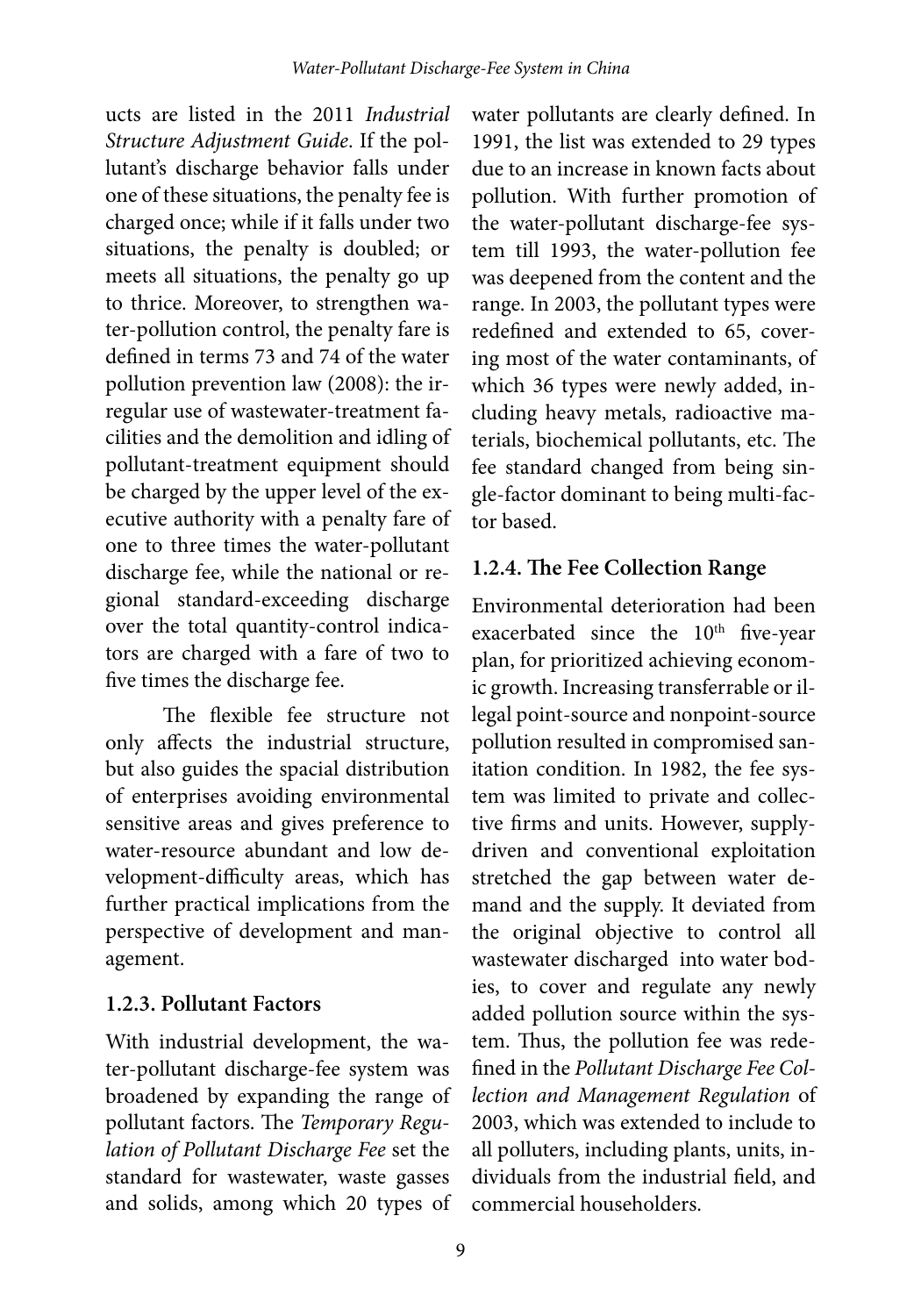ucts are listed in the 2011 *Industrial Structure Adjustment Guide*. If the pollutant's discharge behavior falls under one of these situations, the penalty fee is charged once; while if it falls under two situations, the penalty is doubled; or meets all situations, the penalty go up to thrice. Moreover, to strengthen water-pollution control, the penalty fare is defined in terms 73 and 74 of the water pollution prevention law (2008): the irregular use of wastewater-treatment facilities and the demolition and idling of pollutant-treatment equipment should be charged by the upper level of the executive authority with a penalty fare of one to three times the water-pollutant discharge fee, while the national or regional standard-exceeding discharge over the total quantity-control indicators are charged with a fare of two to five times the discharge fee.

The flexible fee structure not only affects the industrial structure, but also guides the spacial distribution of enterprises avoiding environmental sensitive areas and gives preference to water-resource abundant and low development-difficulty areas, which has further practical implications from the perspective of development and management.

### 1.2.3. Pollutant Factors

With industrial development, the water-pollutant discharge-fee system was broadened by expanding the range of pollutant factors. The *Temporary Regulation of Pollutant Discharge Fee* set the standard for wastewater, waste gasses and solids, among which 20 types of water pollutants are clearly defined. In 1991, the list was extended to 29 types due to an increase in known facts about pollution. With further promotion of the water-pollutant discharge-fee system till 1993, the water-pollution fee was deepened from the content and the range. In 2003, the pollutant types were redefined and extended to 65, covering most of the water contaminants, of which 36 types were newly added, including heavy metals, radioactive materials, biochemical pollutants, etc. The fee standard changed from being single-factor dominant to being multi-factor based.

### 1.2.4. The Fee Collection Range

Environmental deterioration had been exacerbated since the 10th five-year plan, for prioritized achieving economic growth. Increasing transferrable or illegal point-source and nonpoint-source pollution resulted in compromised sanitation condition. In 1982, the fee system was limited to private and collective firms and units. However, supply-driven and conventional exploitation stretched the gap between water demand and the supply. It deviated from the original objective to control all wastewater discharged into water bodies, to cover and regulate any newly added pollution source within the system. Thus, the pollution fee was redefined in the *Pollutant Discharge Fee Collection and Management Regulation* of 2003, which was extended to include to all polluters, including plants, units, individuals from the industrial field, and commercial householders.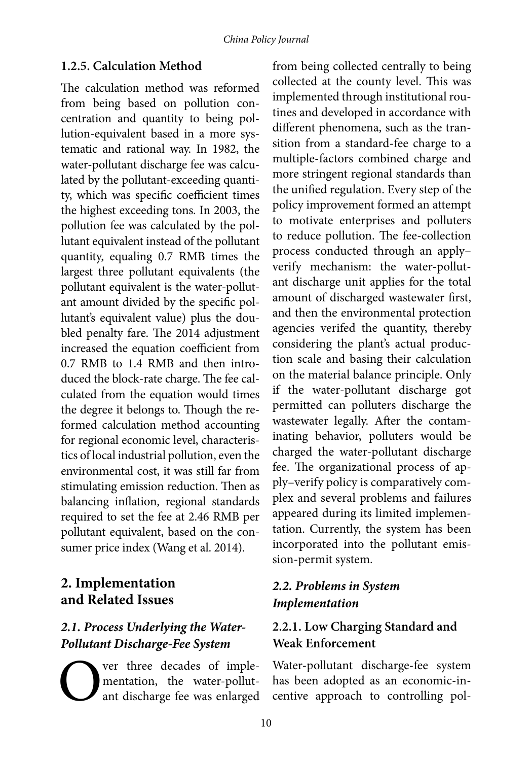### 1.2.5. Calculation Method

The calculation method was reformed from being based on pollution concentration and quantity to being pollution-equivalent based in a more systematic and rational way. In 1982, the water-pollutant discharge fee was calculated by the pollutant-exceeding quantity, which was specific coefficient times the highest exceeding tons. In 2003, the pollution fee was calculated by the pollutant equivalent instead of the pollutant quantity, equaling 0.7 RMB times the largest three pollutant equivalents (the pollutant equivalent is the water-pollutant amount divided by the specific pollutant's equivalent value) plus the doubled penalty fare. The 2014 adjustment increased the equation coefficient from 0.7 RMB to 1.4 RMB and then introduced the block-rate charge. The fee calculated from the equation would times the degree it belongs to. Though the reformed calculation method accounting for regional economic level, characteristics of local industrial pollution, even the environmental cost, it was still far from stimulating emission reduction. Then as balancing inflation, regional standards required to set the fee at 2.46 RMB per pollutant equivalent, based on the consumer price index (Wang et al. 2014).

## 2. Implementation and Related Issues

### *2.1. Process Underlying the Water-Pollutant Discharge-Fee System*

Over three decades of implementation, the water-pollutant discharge fee was enlarged from being collected centrally to being collected at the county level. This was implemented through institutional routines and developed in accordance with different phenomena, such as the transition from a standard-fee charge to a multiple-factors combined charge and more stringent regional standards than the unified regulation. Every step of the policy improvement formed an attempt to motivate enterprises and polluters to reduce pollution. The fee-collection process conducted through an apply–verify mechanism: the water-pollutant discharge unit applies for the total amount of discharged wastewater first, and then the environmental protection agencies verifed the quantity, thereby considering the plant's actual production scale and basing their calculation on the material balance principle. Only if the water-pollutant discharge got permitted can polluters discharge the wastewater legally. After the contaminating behavior, polluters would be charged the water-pollutant discharge fee. The organizational process of apply–verify policy is comparatively complex and several problems and failures appeared during its limited implementation. Currently, the system has been incorporated into the pollutant emission-permit system.

### *2.2. Problems in System Implementation*

#### 2.2.1. Low Charging Standard and Weak Enforcement

Water-pollutant discharge-fee system has been adopted as an economic-incentive approach to controlling pol-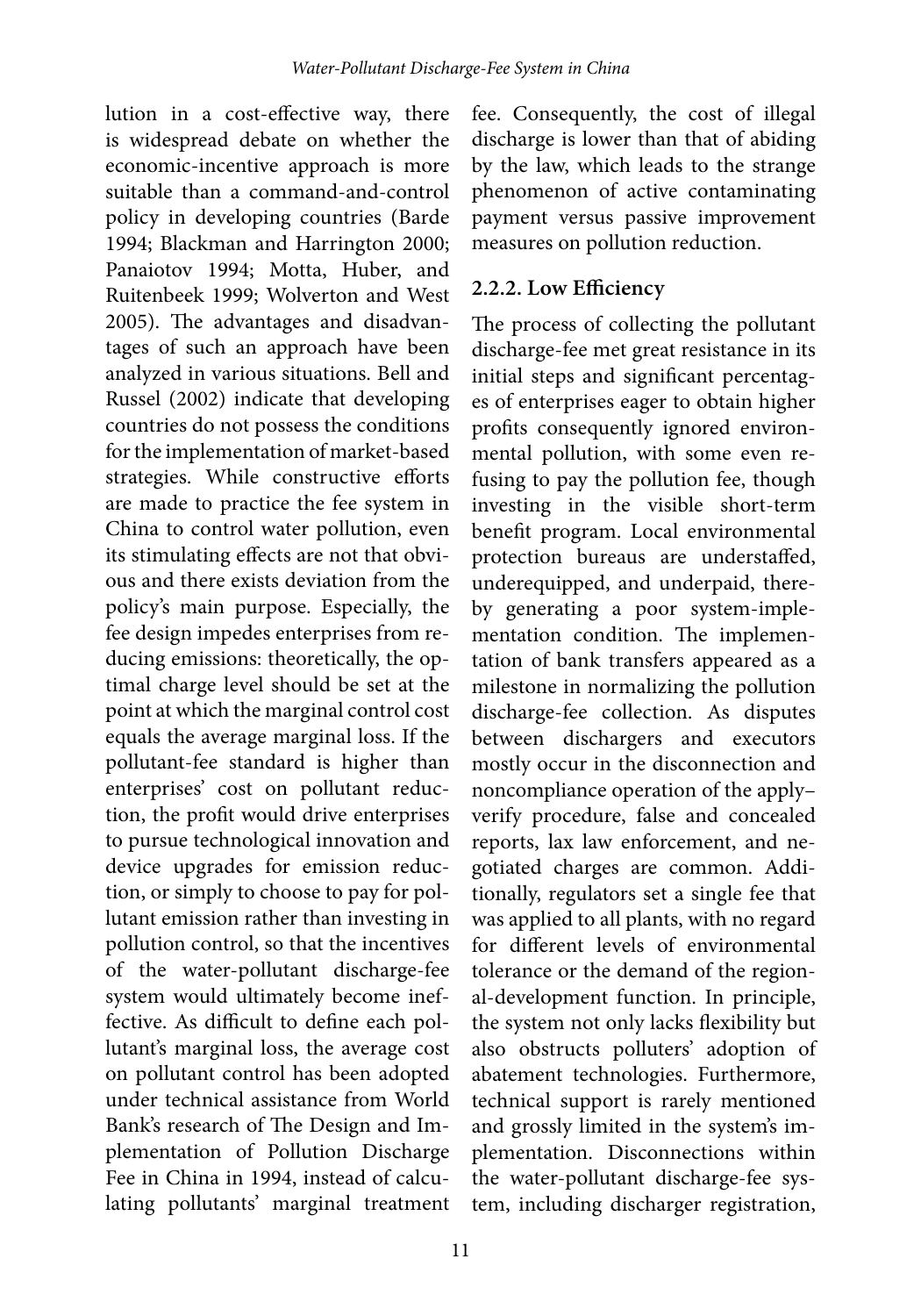lution in a cost-effective way, there is widespread debate on whether the economic-incentive approach is more suitable than a command-and-control policy in developing countries (Barde 1994; Blackman and Harrington 2000; Panaiotov 1994; Motta, Huber, and Ruitenbeek 1999; Wolverton and West 2005). The advantages and disadvantages of such an approach have been analyzed in various situations. Bell and Russel (2002) indicate that developing countries do not possess the conditions for the implementation of market-based strategies. While constructive efforts are made to practice the fee system in China to control water pollution, even its stimulating effects are not that obvious and there exists deviation from the policy's main purpose. Especially, the fee design impedes enterprises from reducing emissions: theoretically, the optimal charge level should be set at the point at which the marginal control cost equals the average marginal loss. If the pollutant-fee standard is higher than enterprises' cost on pollutant reduction, the profit would drive enterprises to pursue technological innovation and device upgrades for emission reduction, or simply to choose to pay for pollutant emission rather than investing in pollution control, so that the incentives of the water-pollutant discharge-fee system would ultimately become ineffective. As difficult to define each pollutant's marginal loss, the average cost on pollutant control has been adopted under technical assistance from World Bank's research of The Design and Implementation of Pollution Discharge Fee in China in 1994, instead of calculating pollutants' marginal treatment fee. Consequently, the cost of illegal discharge is lower than that of abiding by the law, which leads to the strange phenomenon of active contaminating payment versus passive improvement measures on pollution reduction.

#### 2.2.2. Low Efficiency

The process of collecting the pollutant discharge-fee met great resistance in its initial steps and significant percentages of enterprises eager to obtain higher profits consequently ignored environmental pollution, with some even refusing to pay the pollution fee, though investing in the visible short-term benefit program. Local environmental protection bureaus are understaffed, underequipped, and underpaid, thereby generating a poor system-implementation condition. The implementation of bank transfers appeared as a milestone in normalizing the pollution discharge-fee collection. As disputes between dischargers and executors mostly occur in the disconnection and noncompliance operation of the apply–verify procedure, false and concealed reports, lax law enforcement, and negotiated charges are common. Additionally, regulators set a single fee that was applied to all plants, with no regard for different levels of environmental tolerance or the demand of the regional-development function. In principle, the system not only lacks flexibility but also obstructs polluters' adoption of abatement technologies. Furthermore, technical support is rarely mentioned and grossly limited in the system's implementation. Disconnections within the water-pollutant discharge-fee system, including discharger registration,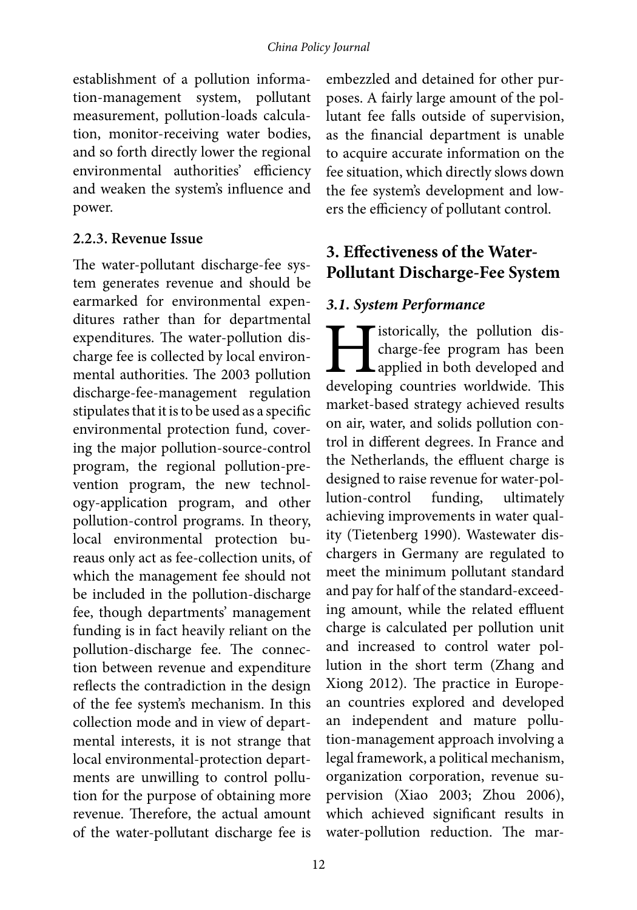establishment of a pollution information-management system, pollutant measurement, pollution-loads calculation, monitor-receiving water bodies, and so forth directly lower the regional environmental authorities' efficiency and weaken the system's influence and power.

### 2.2.3. Revenue Issue

The water-pollutant discharge-fee system generates revenue and should be earmarked for environmental expenditures rather than for departmental expenditures. The water-pollution discharge fee is collected by local environmental authorities. The 2003 pollution discharge-fee-management regulation stipulates that it is to be used as a specific environmental protection fund, covering the major pollution-source-control program, the regional pollution-prevention program, the new technology-application program, and other pollution-control programs. In theory, local environmental protection bureaus only act as fee-collection units, of which the management fee should not be included in the pollution-discharge fee, though departments' management funding is in fact heavily reliant on the pollution-discharge fee. The connection between revenue and expenditure reflects the contradiction in the design of the fee system's mechanism. In this collection mode and in view of departmental interests, it is not strange that local environmental-protection departments are unwilling to control pollution for the purpose of obtaining more revenue. Therefore, the actual amount of the water-pollutant discharge fee is embezzled and detained for other purposes. A fairly large amount of the pollutant fee falls outside of supervision, as the financial department is unable to acquire accurate information on the fee situation, which directly slows down the fee system's development and lowers the efficiency of pollutant control.

## 3. Effectiveness of the Water-Pollutant Discharge-Fee System

### *3.1. System Performance*

Historically, the pollution discharge-fee program has been applied in both developed and developing countries worldwide. This market-based strategy achieved results on air, water, and solids pollution control in different degrees. In France and the Netherlands, the effluent charge is designed to raise revenue for water-pollution-control funding, ultimately achieving improvements in water quality (Tietenberg 1990). Wastewater dischargers in Germany are regulated to meet the minimum pollutant standard and pay for half of the standard-exceeding amount, while the related effluent charge is calculated per pollution unit and increased to control water pollution in the short term (Zhang and Xiong 2012). The practice in European countries explored and developed an independent and mature pollution-management approach involving a legal framework, a political mechanism, organization corporation, revenue supervision (Xiao 2003; Zhou 2006), which achieved significant results in water-pollution reduction. The mar-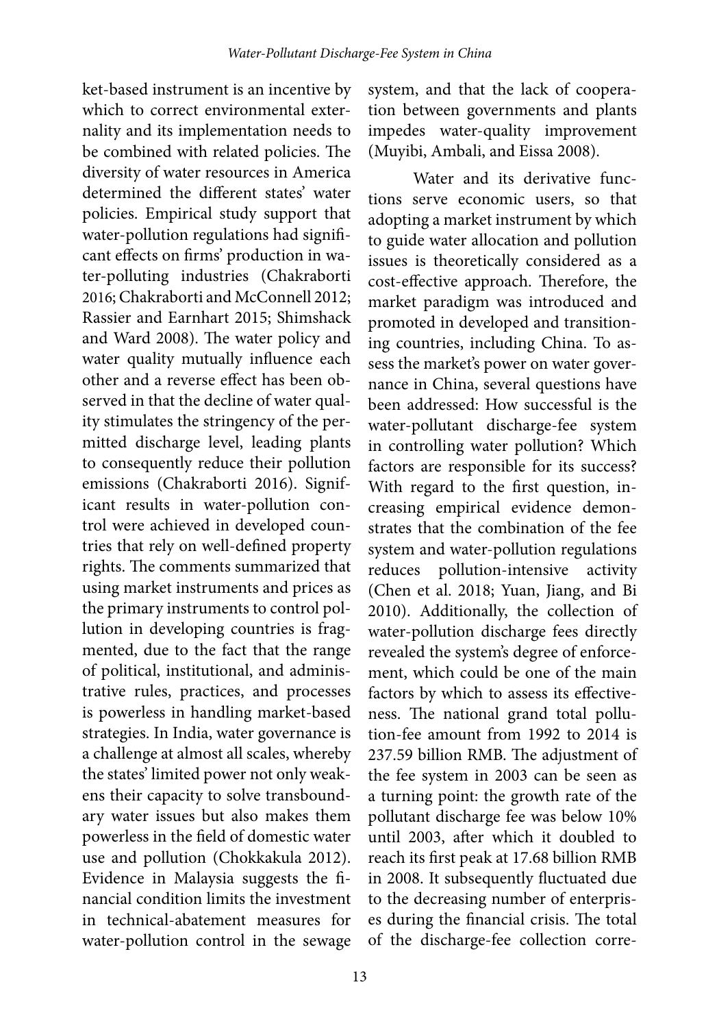ket-based instrument is an incentive by which to correct environmental externality and its implementation needs to be combined with related policies. The diversity of water resources in America determined the different states' water policies. Empirical study support that water-pollution regulations had significant effects on firms' production in water-polluting industries (Chakraborti 2016; Chakraborti and McConnell 2012; Rassier and Earnhart 2015; Shimshack and Ward 2008). The water policy and water quality mutually influence each other and a reverse effect has been observed in that the decline of water quality stimulates the stringency of the permitted discharge level, leading plants to consequently reduce their pollution emissions (Chakraborti 2016). Significant results in water-pollution control were achieved in developed countries that rely on well-defined property rights. The comments summarized that using market instruments and prices as the primary instruments to control pollution in developing countries is fragmented, due to the fact that the range of political, institutional, and administrative rules, practices, and processes is powerless in handling market-based strategies. In India, water governance is a challenge at almost all scales, whereby the states' limited power not only weakens their capacity to solve transboundary water issues but also makes them powerless in the field of domestic water use and pollution (Chokkakula 2012). Evidence in Malaysia suggests the financial condition limits the investment in technical-abatement measures for water-pollution control in the sewage system, and that the lack of cooperation between governments and plants impedes water-quality improvement (Muyibi, Ambali, and Eissa 2008).

Water and its derivative functions serve economic users, so that adopting a market instrument by which to guide water allocation and pollution issues is theoretically considered as a cost-effective approach. Therefore, the market paradigm was introduced and promoted in developed and transitioning countries, including China. To assess the market's power on water governance in China, several questions have been addressed: How successful is the water-pollutant discharge-fee system in controlling water pollution? Which factors are responsible for its success? With regard to the first question, increasing empirical evidence demonstrates that the combination of the fee system and water-pollution regulations reduces pollution-intensive activity (Chen et al. 2018; Yuan, Jiang, and Bi 2010). Additionally, the collection of water-pollution discharge fees directly revealed the system's degree of enforcement, which could be one of the main factors by which to assess its effectiveness. The national grand total pollution-fee amount from 1992 to 2014 is 237.59 billion RMB. The adjustment of the fee system in 2003 can be seen as a turning point: the growth rate of the pollutant discharge fee was below 10% until 2003, after which it doubled to reach its first peak at 17.68 billion RMB in 2008. It subsequently fluctuated due to the decreasing number of enterprises during the financial crisis. The total of the discharge-fee collection corre-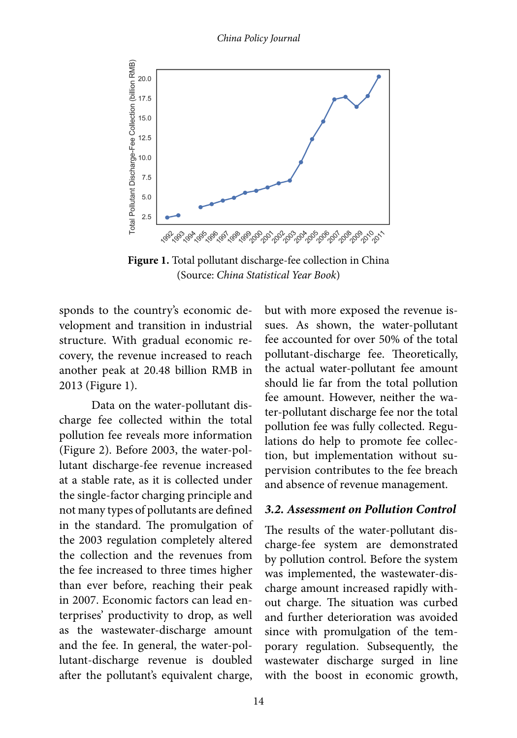Figure 1. Total pollutant discharge-fee collection in China (Source: *China Statistical Year Book*)

sponds to the country's economic development and transition in industrial structure. With gradual economic recovery, the revenue increased to reach another peak at 20.48 billion RMB in 2013 (Figure 1).

Data on the water-pollutant discharge fee collected within the total pollution fee reveals more information (Figure 2). Before 2003, the water-pollutant discharge-fee revenue increased at a stable rate, as it is collected under the single-factor charging principle and not many types of pollutants are defined in the standard. The promulgation of the 2003 regulation completely altered the collection and the revenues from the fee increased to three times higher than ever before, reaching their peak in 2007. Economic factors can lead enterprises' productivity to drop, as well as the wastewater-discharge amount and the fee. In general, the water-pollutant-discharge revenue is doubled after the pollutant's equivalent charge, but with more exposed the revenue issues. As shown, the water-pollutant fee accounted for over 50% of the total pollutant-discharge fee. Theoretically, the actual water-pollutant fee amount should lie far from the total pollution fee amount. However, neither the water-pollutant discharge fee nor the total pollution fee was fully collected. Regulations do help to promote fee collection, but implementation without supervision contributes to the fee breach and absence of revenue management.

### *3.2. Assessment on Pollution Control*

The results of the water-pollutant discharge-fee system are demonstrated by pollution control. Before the system was implemented, the wastewater-discharge amount increased rapidly without charge. The situation was curbed and further deterioration was avoided since with promulgation of the temporary regulation. Subsequently, the wastewater discharge surged in line with the boost in economic growth,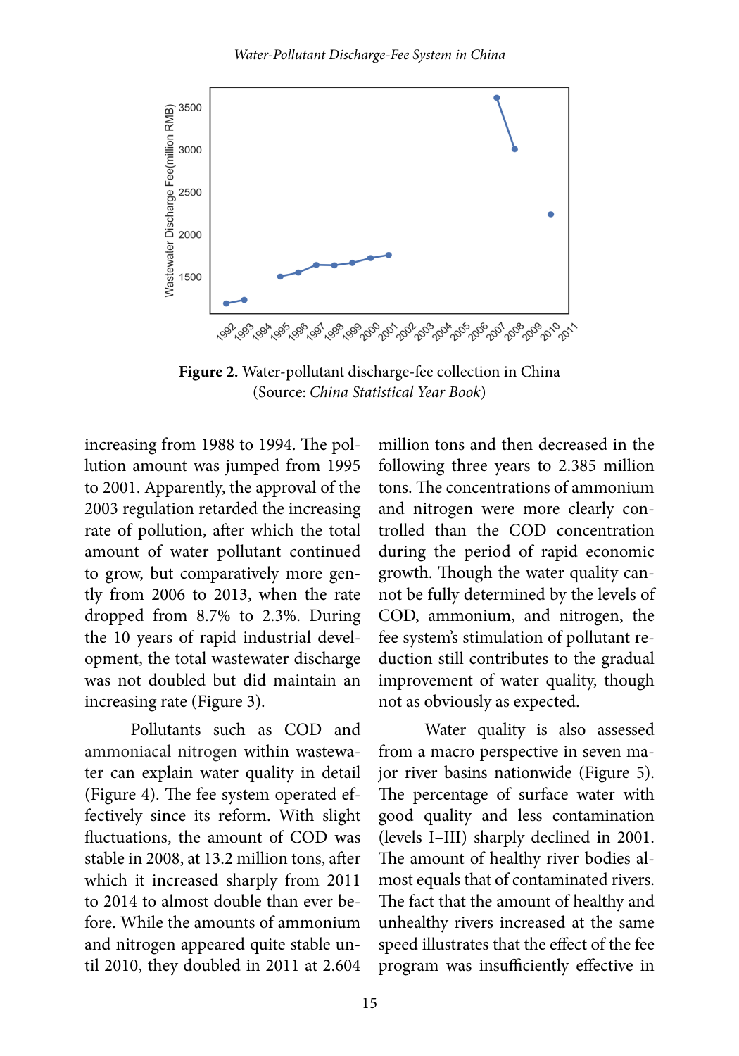**Figure 2.** Water-pollutant discharge-fee collection in China (Source: *China Statistical Year Book*)

increasing from 1988 to 1994. The pollution amount was jumped from 1995 to 2001. Apparently, the approval of the 2003 regulation retarded the increasing rate of pollution, after which the total amount of water pollutant continued to grow, but comparatively more gently from 2006 to 2013, when the rate dropped from 8.7% to 2.3%. During the 10 years of rapid industrial development, the total wastewater discharge was not doubled but did maintain an increasing rate (Figure 3).

Pollutants such as COD and ammoniacal nitrogen within wastewater can explain water quality in detail (Figure 4). The fee system operated effectively since its reform. With slight fluctuations, the amount of COD was stable in 2008, at 13.2 million tons, after which it increased sharply from 2011 to 2014 to almost double than ever before. While the amounts of ammonium and nitrogen appeared quite stable until 2010, they doubled in 2011 at 2.604 million tons and then decreased in the following three years to 2.385 million tons. The concentrations of ammonium and nitrogen were more clearly controlled than the COD concentration during the period of rapid economic growth. Though the water quality cannot be fully determined by the levels of COD, ammonium, and nitrogen, the fee system's stimulation of pollutant reduction still contributes to the gradual improvement of water quality, though not as obviously as expected.

Water quality is also assessed from a macro perspective in seven major river basins nationwide (Figure 5). The percentage of surface water with good quality and less contamination (levels I–III) sharply declined in 2001. The amount of healthy river bodies almost equals that of contaminated rivers. The fact that the amount of healthy and unhealthy rivers increased at the same speed illustrates that the effect of the fee program was insufficiently effective in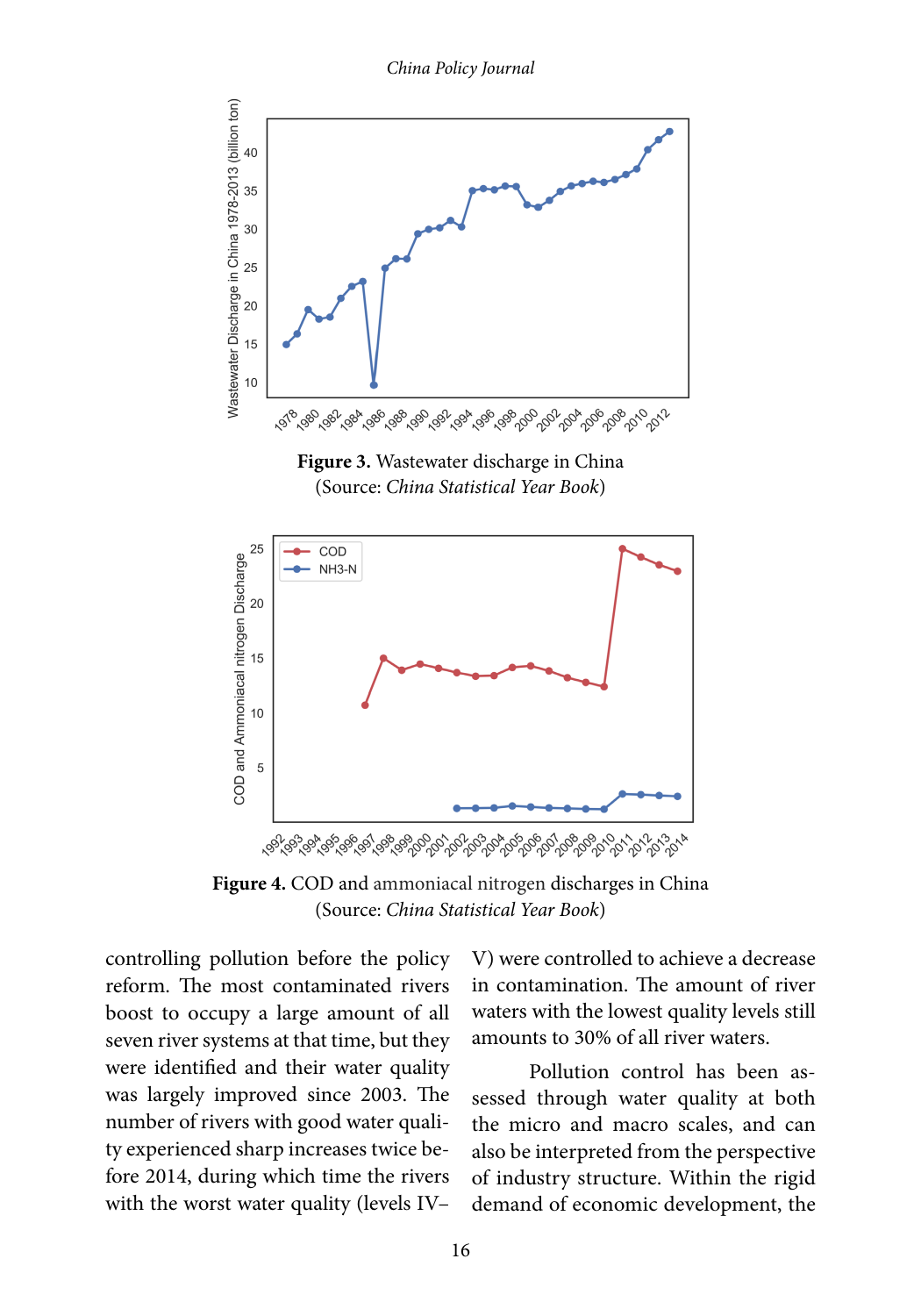**Figure 3.** Wastewater discharge in China
(Source: *China Statistical Year Book*)

**Figure 4.** COD and ammoniacal nitrogen discharges in China
(Source: *China Statistical Year Book*)

controlling pollution before the policy reform. The most contaminated rivers boost to occupy a large amount of all seven river systems at that time, but they were identified and their water quality was largely improved since 2003. The number of rivers with good water quality experienced sharp increases twice before 2014, during which time the rivers with the worst water quality (levels IV–V) were controlled to achieve a decrease in contamination. The amount of river waters with the lowest quality levels still amounts to 30% of all river waters.

Pollution control has been assessed through water quality at both the micro and macro scales, and can also be interpreted from the perspective of industry structure. Within the rigid demand of economic development, the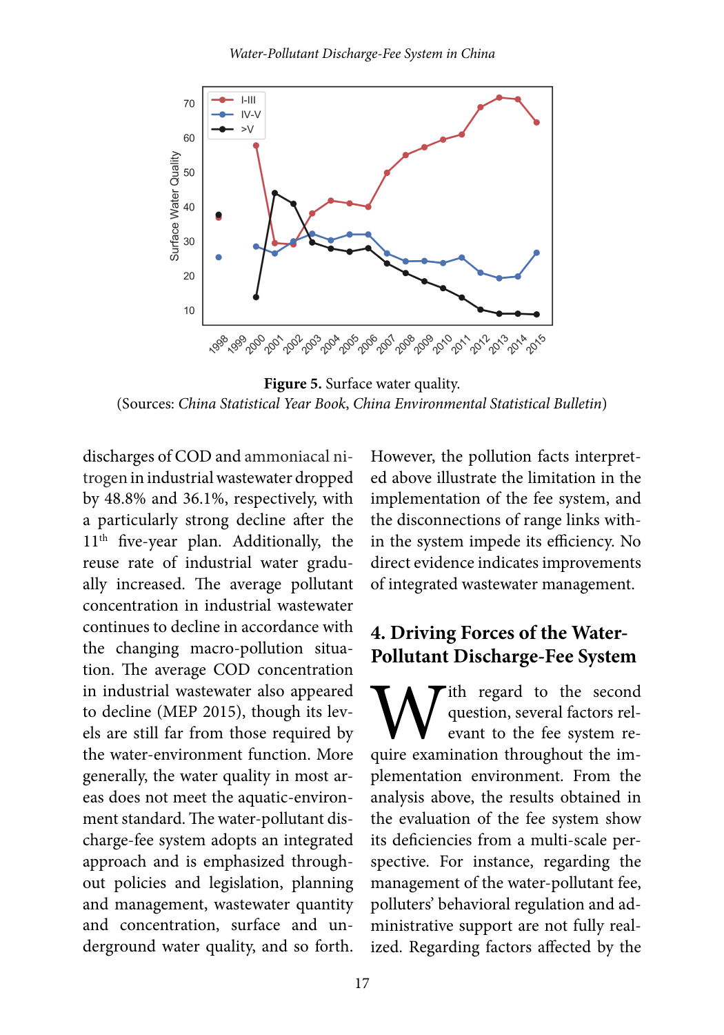**Figure 5.** Surface water quality.
(Sources: *China Statistical Year Book*, *China Environmental Statistical Bulletin*)

discharges of COD and ammoniacal nitrogen in industrial wastewater dropped by 48.8% and 36.1%, respectively, with a particularly strong decline after the 11th five-year plan. Additionally, the reuse rate of industrial water gradually increased. The average pollutant concentration in industrial wastewater continues to decline in accordance with the changing macro-pollution situation. The average COD concentration in industrial wastewater also appeared to decline (MEP 2015), though its levels are still far from those required by the water-environment function. More generally, the water quality in most areas does not meet the aquatic-environment standard. The water-pollutant discharge-fee system adopts an integrated approach and is emphasized throughout policies and legislation, planning and management, wastewater quantity and concentration, surface and underground water quality, and so forth. However, the pollution facts interpreted above illustrate the limitation in the implementation of the fee system, and the disconnections of range links within the system impede its efficiency. No direct evidence indicates improvements of integrated wastewater management.

## 4. Driving Forces of the Water-Pollutant Discharge-Fee System

With regard to the second question, several factors relevant to the fee system require examination throughout the implementation environment. From the analysis above, the results obtained in the evaluation of the fee system show its deficiencies from a multi-scale perspective. For instance, regarding the management of the water-pollutant fee, polluters' behavioral regulation and administrative support are not fully realized. Regarding factors affected by the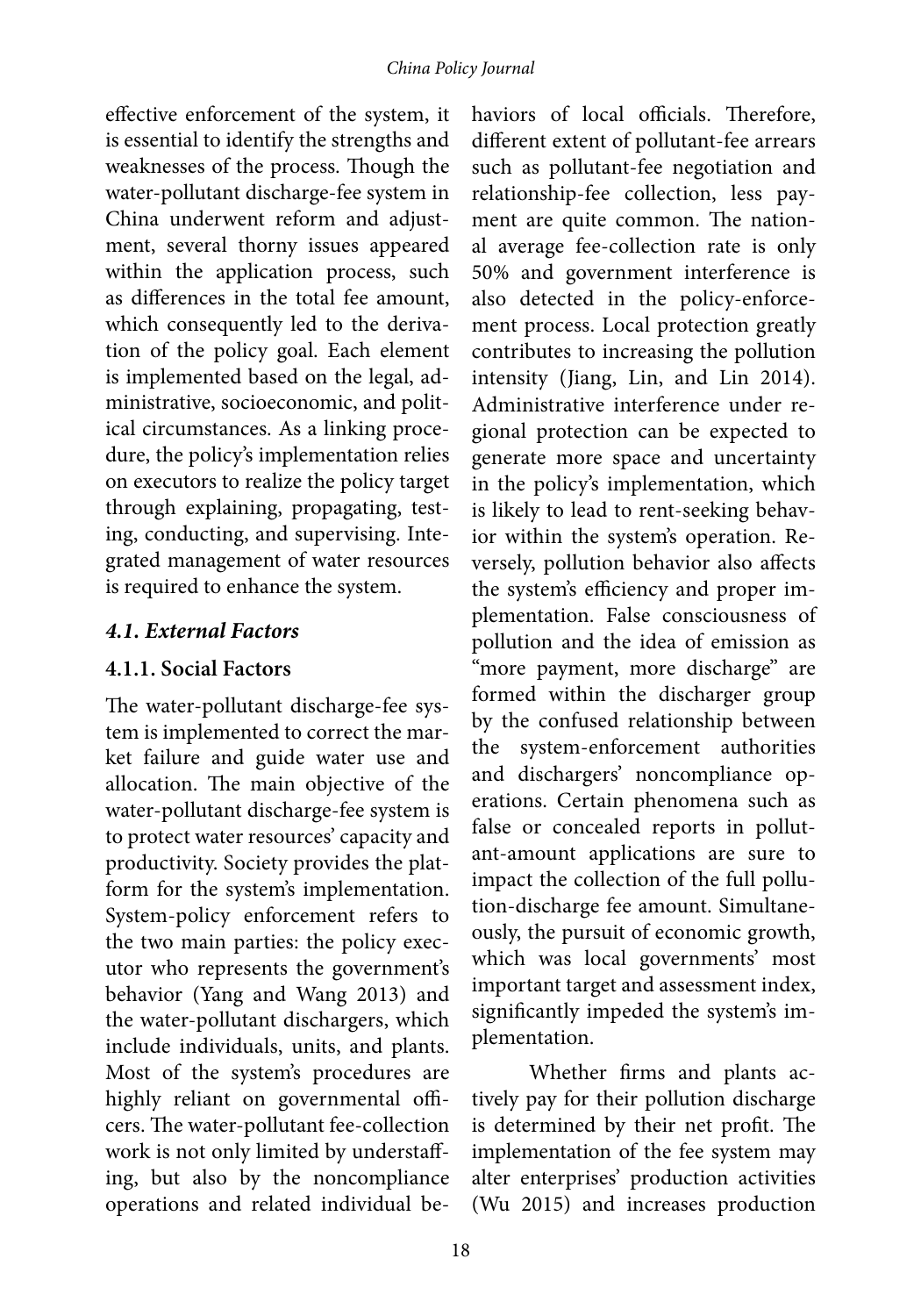effective enforcement of the system, it is essential to identify the strengths and weaknesses of the process. Though the water-pollutant discharge-fee system in China underwent reform and adjustment, several thorny issues appeared within the application process, such as differences in the total fee amount, which consequently led to the derivation of the policy goal. Each element is implemented based on the legal, administrative, socioeconomic, and political circumstances. As a linking procedure, the policy's implementation relies on executors to realize the policy target through explaining, propagating, testing, conducting, and supervising. Integrated management of water resources is required to enhance the system.

### *4.1. External Factors*

#### 4.1.1. Social Factors

The water-pollutant discharge-fee system is implemented to correct the market failure and guide water use and allocation. The main objective of the water-pollutant discharge-fee system is to protect water resources' capacity and productivity. Society provides the platform for the system's implementation. System-policy enforcement refers to the two main parties: the policy executor who represents the government's behavior (Yang and Wang 2013) and the water-pollutant dischargers, which include individuals, units, and plants. Most of the system's procedures are highly reliant on governmental officers. The water-pollutant fee-collection work is not only limited by understaffing, but also by the noncompliance operations and related individual behaviors of local officials. Therefore, different extent of pollutant-fee arrears such as pollutant-fee negotiation and relationship-fee collection, less payment are quite common. The national average fee-collection rate is only 50% and government interference is also detected in the policy-enforcement process. Local protection greatly contributes to increasing the pollution intensity (Jiang, Lin, and Lin 2014). Administrative interference under regional protection can be expected to generate more space and uncertainty in the policy's implementation, which is likely to lead to rent-seeking behavior within the system's operation. Reversely, pollution behavior also affects the system's efficiency and proper implementation. False consciousness of pollution and the idea of emission as "more payment, more discharge" are formed within the discharger group by the confused relationship between the system-enforcement authorities and dischargers' noncompliance operations. Certain phenomena such as false or concealed reports in pollutant-amount applications are sure to impact the collection of the full pollution-discharge fee amount. Simultaneously, the pursuit of economic growth, which was local governments' most important target and assessment index, significantly impeded the system's implementation.

Whether firms and plants actively pay for their pollution discharge is determined by their net profit. The implementation of the fee system may alter enterprises' production activities (Wu 2015) and increases production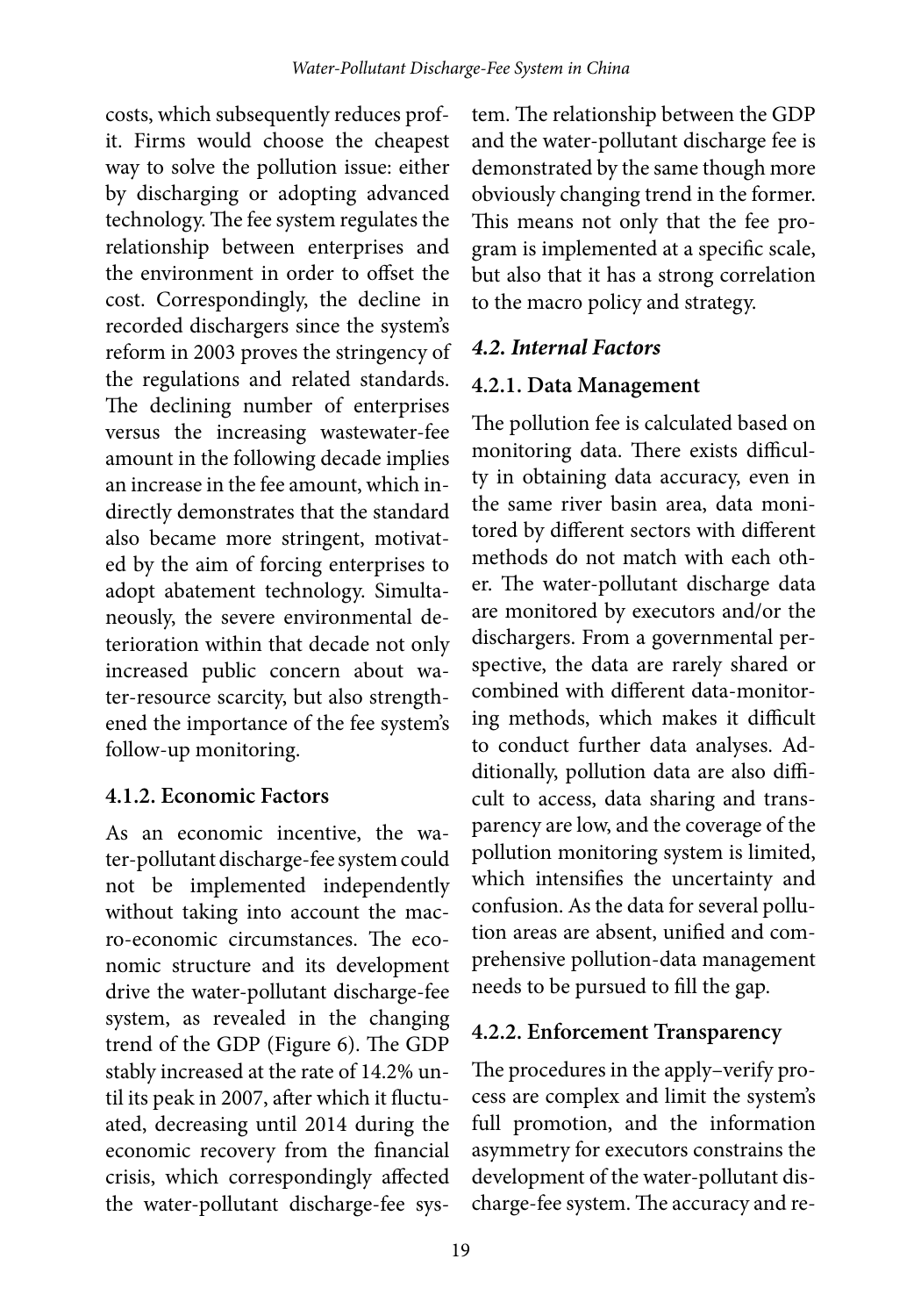costs, which subsequently reduces profit. Firms would choose the cheapest way to solve the pollution issue: either by discharging or adopting advanced technology. The fee system regulates the relationship between enterprises and the environment in order to offset the cost. Correspondingly, the decline in recorded dischargers since the system's reform in 2003 proves the stringency of the regulations and related standards. The declining number of enterprises versus the increasing wastewater-fee amount in the following decade implies an increase in the fee amount, which indirectly demonstrates that the standard also became more stringent, motivated by the aim of forcing enterprises to adopt abatement technology. Simultaneously, the severe environmental deterioration within that decade not only increased public concern about water-resource scarcity, but also strengthened the importance of the fee system's follow-up monitoring.

#### 4.1.2. Economic Factors

As an economic incentive, the water-pollutant discharge-fee system could not be implemented independently without taking into account the macro-economic circumstances. The economic structure and its development drive the water-pollutant discharge-fee system, as revealed in the changing trend of the GDP (Figure 6). The GDP stably increased at the rate of 14.2% until its peak in 2007, after which it fluctuated, decreasing until 2014 during the economic recovery from the financial crisis, which correspondingly affected the water-pollutant discharge-fee system. The relationship between the GDP and the water-pollutant discharge fee is demonstrated by the same though more obviously changing trend in the former. This means not only that the fee program is implemented at a specific scale, but also that it has a strong correlation to the macro policy and strategy.

### *4.2. Internal Factors*

#### 4.2.1. Data Management

The pollution fee is calculated based on monitoring data. There exists difficulty in obtaining data accuracy, even in the same river basin area, data monitored by different sectors with different methods do not match with each other. The water-pollutant discharge data are monitored by executors and/or the dischargers. From a governmental perspective, the data are rarely shared or combined with different data-monitoring methods, which makes it difficult to conduct further data analyses. Additionally, pollution data are also difficult to access, data sharing and transparency are low, and the coverage of the pollution monitoring system is limited, which intensifies the uncertainty and confusion. As the data for several pollution areas are absent, unified and comprehensive pollution-data management needs to be pursued to fill the gap.

#### 4.2.2. Enforcement Transparency

The procedures in the apply–verify process are complex and limit the system's full promotion, and the information asymmetry for executors constrains the development of the water-pollutant discharge-fee system. The accuracy and re-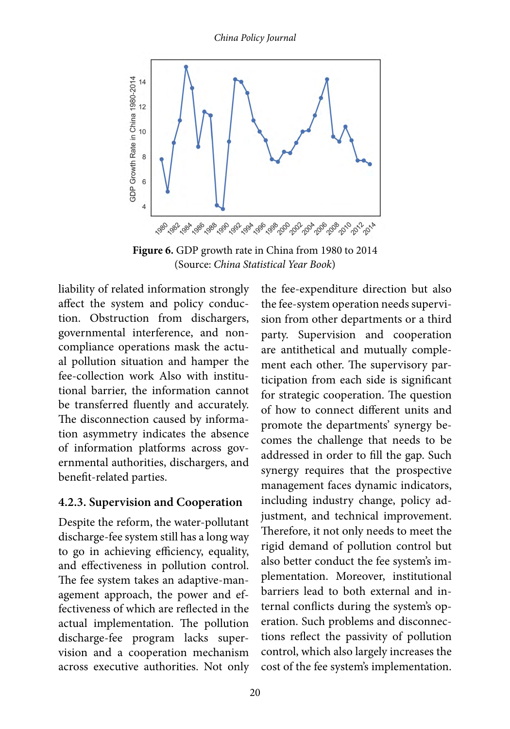**Figure 6.** GDP growth rate in China from 1980 to 2014 (Source: *China Statistical Year Book*)

liability of related information strongly affect the system and policy conduction. Obstruction from dischargers, governmental interference, and non-compliance operations mask the actual pollution situation and hamper the fee-collection work Also with institutional barrier, the information cannot be transferred fluently and accurately. The disconnection caused by information asymmetry indicates the absence of information platforms across governmental authorities, dischargers, and benefit-related parties.

### 4.2.3. Supervision and Cooperation

Despite the reform, the water-pollutant discharge-fee system still has a long way to go in achieving efficiency, equality, and effectiveness in pollution control. The fee system takes an adaptive-management approach, the power and effectiveness of which are reflected in the actual implementation. The pollution discharge-fee program lacks supervision and a cooperation mechanism across executive authorities. Not only the fee-expenditure direction but also the fee-system operation needs supervision from other departments or a third party. Supervision and cooperation are antithetical and mutually complement each other. The supervisory participation from each side is significant for strategic cooperation. The question of how to connect different units and promote the departments' synergy becomes the challenge that needs to be addressed in order to fill the gap. Such synergy requires that the prospective management faces dynamic indicators, including industry change, policy adjustment, and technical improvement. Therefore, it not only needs to meet the rigid demand of pollution control but also better conduct the fee system's implementation. Moreover, institutional barriers lead to both external and internal conflicts during the system's operation. Such problems and disconnections reflect the passivity of pollution control, which also largely increases the cost of the fee system's implementation.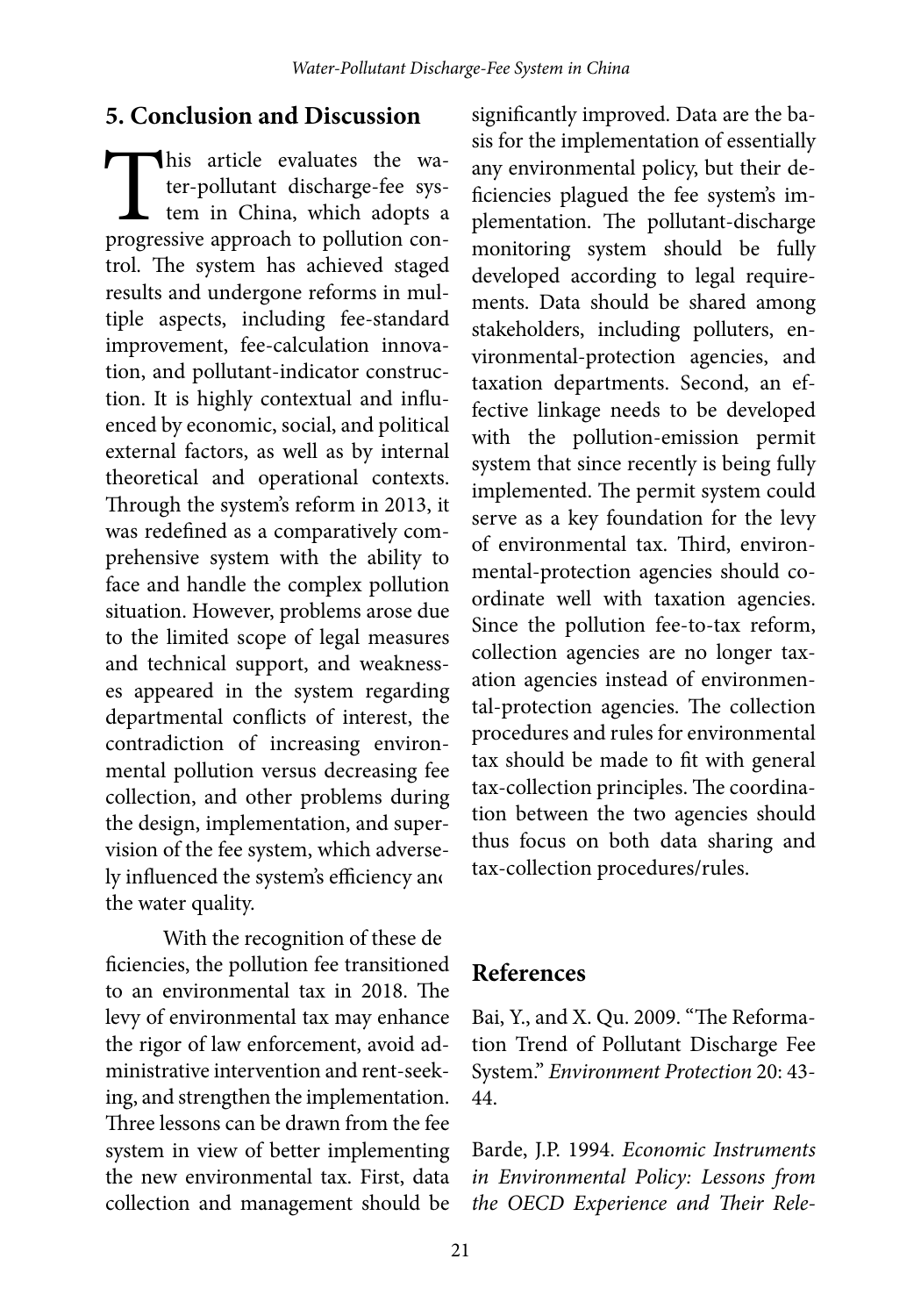## 5. Conclusion and Discussion

This article evaluates the water-pollutant discharge-fee system in China, which adopts a progressive approach to pollution control. The system has achieved staged results and undergone reforms in multiple aspects, including fee-standard improvement, fee-calculation innovation, and pollutant-indicator construction. It is highly contextual and influenced by economic, social, and political external factors, as well as by internal theoretical and operational contexts. Through the system's reform in 2013, it was redefined as a comparatively comprehensive system with the ability to face and handle the complex pollution situation. However, problems arose due to the limited scope of legal measures and technical support, and weaknesses appeared in the system regarding departmental conflicts of interest, the contradiction of increasing environmental pollution versus decreasing fee collection, and other problems during the design, implementation, and supervision of the fee system, which adversely influenced the system's efficiency and the water quality.

With the recognition of these deficiencies, the pollution fee transitioned to an environmental tax in 2018. The levy of environmental tax may enhance the rigor of law enforcement, avoid administrative intervention and rent-seeking, and strengthen the implementation. Three lessons can be drawn from the fee system in view of better implementing the new environmental tax. First, data collection and management should be significantly improved. Data are the basis for the implementation of essentially any environmental policy, but their deficiencies plagued the fee system's implementation. The pollutant-discharge monitoring system should be fully developed according to legal requirements. Data should be shared among stakeholders, including polluters, environmental-protection agencies, and taxation departments. Second, an effective linkage needs to be developed with the pollution-emission permit system that since recently is being fully implemented. The permit system could serve as a key foundation for the levy of environmental tax. Third, environmental-protection agencies should coordinate well with taxation agencies. Since the pollution fee-to-tax reform, collection agencies are no longer taxation agencies instead of environmental-protection agencies. The collection procedures and rules for environmental tax should be made to fit with general tax-collection principles. The coordination between the two agencies should thus focus on both data sharing and tax-collection procedures/rules.

## References

Bai, Y., and X. Qu. 2009. "The Reformation Trend of Pollutant Discharge Fee System." *Environment Protection* 20: 43-44.

Barde, J.P. 1994. *Economic Instruments in Environmental Policy: Lessons from the OECD Experience and Their Rele-*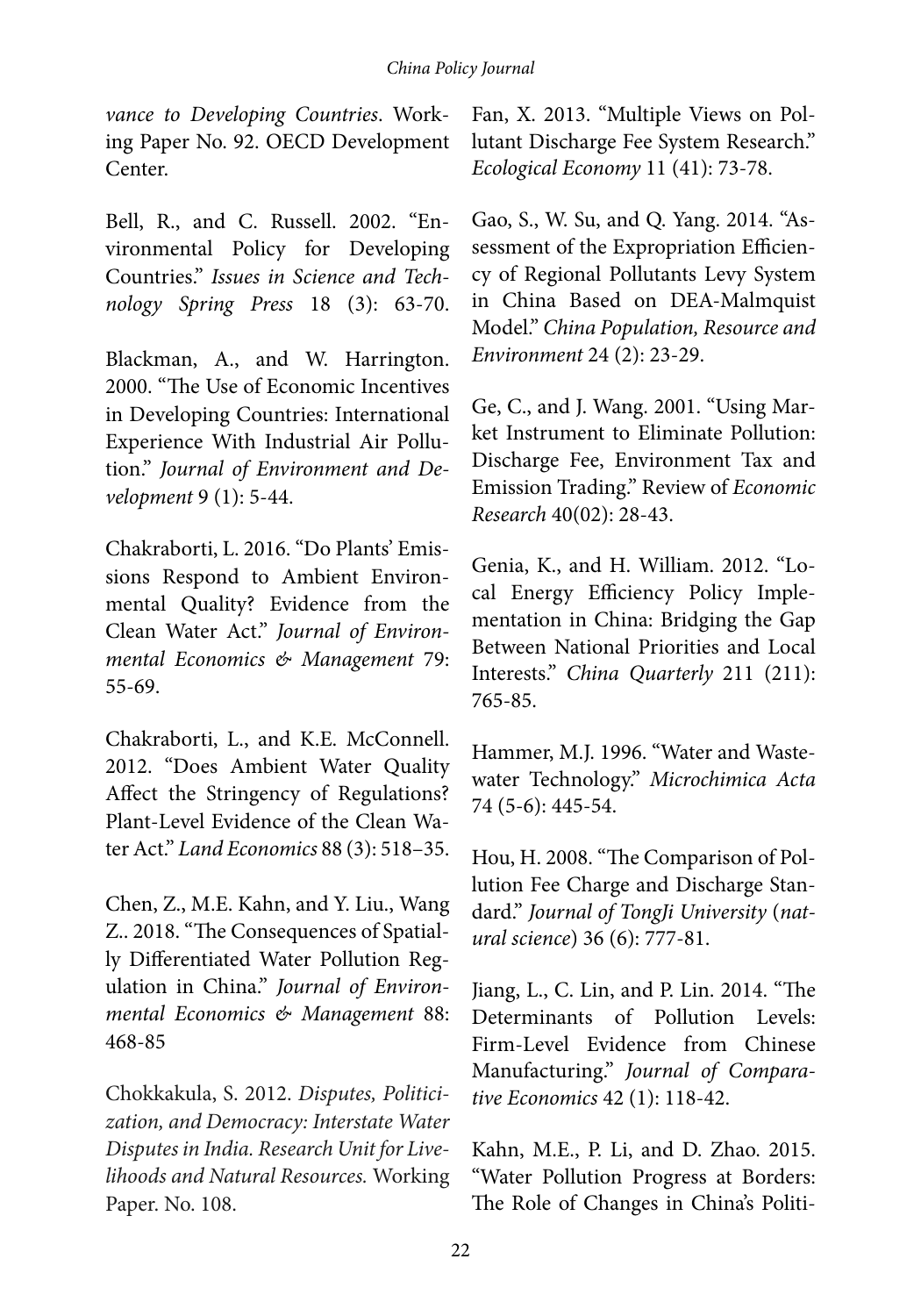*vance to Developing Countries*. Working Paper No. 92. OECD Development Center.

Bell, R., and C. Russell. 2002. "Environmental Policy for Developing Countries." *Issues in Science and Technology Spring Press* 18 (3): 63-70.

Blackman, A., and W. Harrington. 2000. "The Use of Economic Incentives in Developing Countries: International Experience With Industrial Air Pollution." *Journal of Environment and Development* 9 (1): 5-44.

Chakraborti, L. 2016. "Do Plants' Emissions Respond to Ambient Environmental Quality? Evidence from the Clean Water Act." *Journal of Environmental Economics & Management* 79: 55-69.

Chakraborti, L., and K.E. McConnell. 2012. "Does Ambient Water Quality Affect the Stringency of Regulations? Plant-Level Evidence of the Clean Water Act." *Land Economics* 88 (3): 518–35.

Chen, Z., M.E. Kahn, and Y. Liu., Wang Z.. 2018. "The Consequences of Spatially Differentiated Water Pollution Regulation in China." *Journal of Environmental Economics & Management* 88: 468-85

Chokkakula, S. 2012. *Disputes, Politicization, and Democracy: Interstate Water Disputes in India. Research Unit for Livelihoods and Natural Resources.* Working Paper. No. 108.

Fan, X. 2013. "Multiple Views on Pollutant Discharge Fee System Research." *Ecological Economy* 11 (41): 73-78.

Gao, S., W. Su, and Q. Yang. 2014. "Assessment of the Expropriation Efficiency of Regional Pollutants Levy System in China Based on DEA-Malmquist Model." *China Population, Resource and Environment* 24 (2): 23-29.

Ge, C., and J. Wang. 2001. "Using Market Instrument to Eliminate Pollution: Discharge Fee, Environment Tax and Emission Trading." Review of *Economic Research* 40(02): 28-43.

Genia, K., and H. William. 2012. "Local Energy Efficiency Policy Implementation in China: Bridging the Gap Between National Priorities and Local Interests." *China Quarterly* 211 (211): 765-85.

Hammer, M.J. 1996. "Water and Wastewater Technology." *Microchimica Acta* 74 (5-6): 445-54.

Hou, H. 2008. "The Comparison of Pollution Fee Charge and Discharge Standard." *Journal of TongJi University* (*natural science*) 36 (6): 777-81.

Jiang, L., C. Lin, and P. Lin. 2014. "The Determinants of Pollution Levels: Firm-Level Evidence from Chinese Manufacturing." *Journal of Comparative Economics* 42 (1): 118-42.

Kahn, M.E., P. Li, and D. Zhao. 2015. "Water Pollution Progress at Borders: The Role of Changes in China's Politi-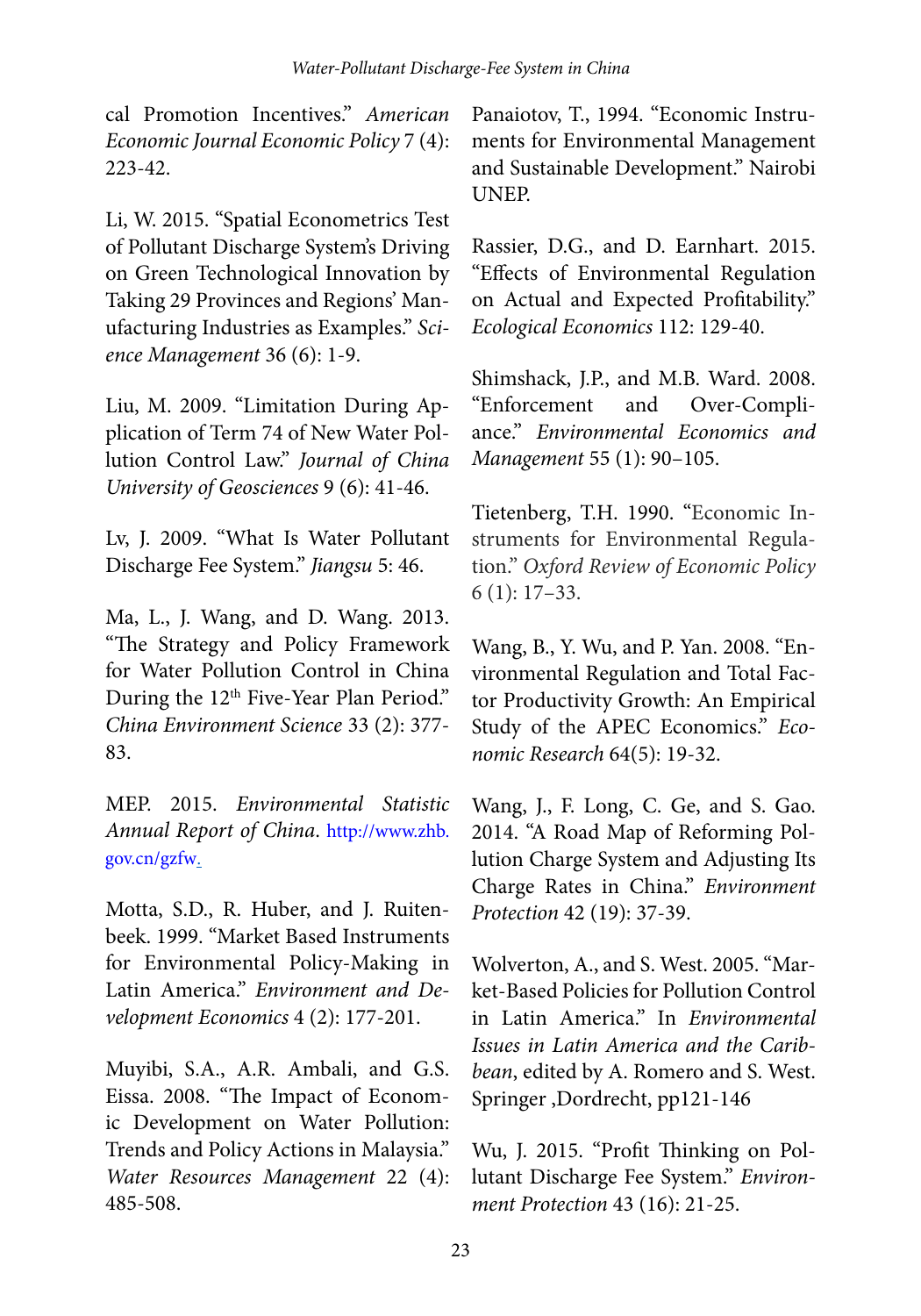cal Promotion Incentives." *American Economic Journal Economic Policy* 7 (4): 223-42.

Li, W. 2015. "Spatial Econometrics Test of Pollutant Discharge System's Driving on Green Technological Innovation by Taking 29 Provinces and Regions' Manufacturing Industries as Examples." *Science Management* 36 (6): 1-9.

Liu, M. 2009. "Limitation During Application of Term 74 of New Water Pollution Control Law." *Journal of China University of Geosciences* 9 (6): 41-46.

Lv, J. 2009. "What Is Water Pollutant Discharge Fee System." *Jiangsu* 5: 46.

Ma, L., J. Wang, and D. Wang. 2013. "The Strategy and Policy Framework for Water Pollution Control in China During the 12th Five-Year Plan Period." *China Environment Science* 33 (2): 377-83.

MEP. 2015. *Environmental Statistic Annual Report of China*. http://www.zhb.gov.cn/gzfw.

Motta, S.D., R. Huber, and J. Ruitenbeek. 1999. "Market Based Instruments for Environmental Policy-Making in Latin America." *Environment and Development Economics* 4 (2): 177-201.

Muyibi, S.A., A.R. Ambali, and G.S. Eissa. 2008. "The Impact of Economic Development on Water Pollution: Trends and Policy Actions in Malaysia." *Water Resources Management* 22 (4): 485-508.

Panaiotov, T., 1994. "Economic Instruments for Environmental Management and Sustainable Development." Nairobi UNEP.

Rassier, D.G., and D. Earnhart. 2015. "Effects of Environmental Regulation on Actual and Expected Profitability." *Ecological Economics* 112: 129-40.

Shimshack, J.P., and M.B. Ward. 2008. "Enforcement and Over-Compliance." *Environmental Economics and Management* 55 (1): 90–105.

Tietenberg, T.H. 1990. "Economic Instruments for Environmental Regulation." *Oxford Review of Economic Policy* 6 (1): 17–33.

Wang, B., Y. Wu, and P. Yan. 2008. "Environmental Regulation and Total Factor Productivity Growth: An Empirical Study of the APEC Economics." *Economic Research* 64(5): 19-32.

Wang, J., F. Long, C. Ge, and S. Gao. 2014. "A Road Map of Reforming Pollution Charge System and Adjusting Its Charge Rates in China." *Environment Protection* 42 (19): 37-39.

Wolverton, A., and S. West. 2005. "Market-Based Policies for Pollution Control in Latin America." In *Environmental Issues in Latin America and the Caribbean*, edited by A. Romero and S. West. Springer ,Dordrecht, pp121-146

Wu, J. 2015. "Profit Thinking on Pollutant Discharge Fee System." *Environment Protection* 43 (16): 21-25.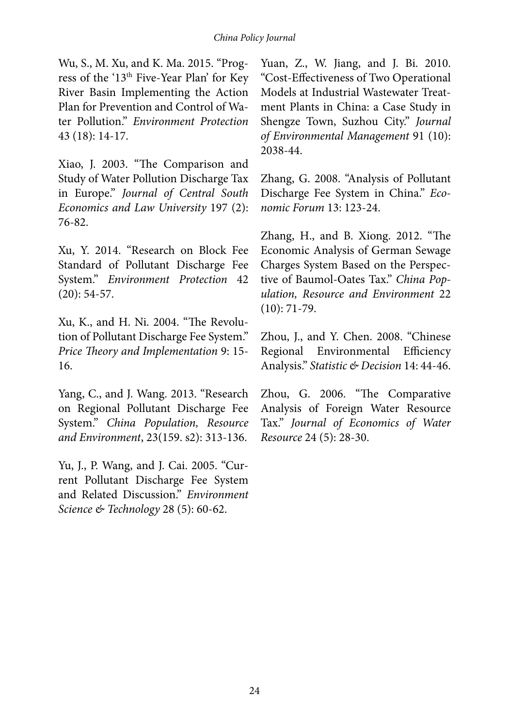Wu, S., M. Xu, and K. Ma. 2015. "Progress of the '13th Five-Year Plan' for Key River Basin Implementing the Action Plan for Prevention and Control of Water Pollution." *Environment Protection* 43 (18): 14-17.

Xiao, J. 2003. "The Comparison and Study of Water Pollution Discharge Tax in Europe." *Journal of Central South Economics and Law University* 197 (2): 76-82.

Xu, Y. 2014. "Research on Block Fee Standard of Pollutant Discharge Fee System." *Environment Protection* 42 (20): 54-57.

Xu, K., and H. Ni. 2004. "The Revolution of Pollutant Discharge Fee System." *Price Theory and Implementation* 9: 15-16.

Yang, C., and J. Wang. 2013. "Research on Regional Pollutant Discharge Fee System." *China Population, Resource and Environment*, 23(159. s2): 313-136.

Yu, J., P. Wang, and J. Cai. 2005. "Current Pollutant Discharge Fee System and Related Discussion." *Environment Science & Technology* 28 (5): 60-62.

Yuan, Z., W. Jiang, and J. Bi. 2010. "Cost-Effectiveness of Two Operational Models at Industrial Wastewater Treatment Plants in China: a Case Study in Shengze Town, Suzhou City." *Journal of Environmental Management* 91 (10): 2038-44.

Zhang, G. 2008. "Analysis of Pollutant Discharge Fee System in China." *Economic Forum* 13: 123-24.

Zhang, H., and B. Xiong. 2012. "The Economic Analysis of German Sewage Charges System Based on the Perspective of Baumol-Oates Tax." *China Population, Resource and Environment* 22 (10): 71-79.

Zhou, J., and Y. Chen. 2008. "Chinese Regional Environmental Efficiency Analysis." *Statistic & Decision* 14: 44-46.

Zhou, G. 2006. "The Comparative Analysis of Foreign Water Resource Tax." *Journal of Economics of Water Resource* 24 (5): 28-30.